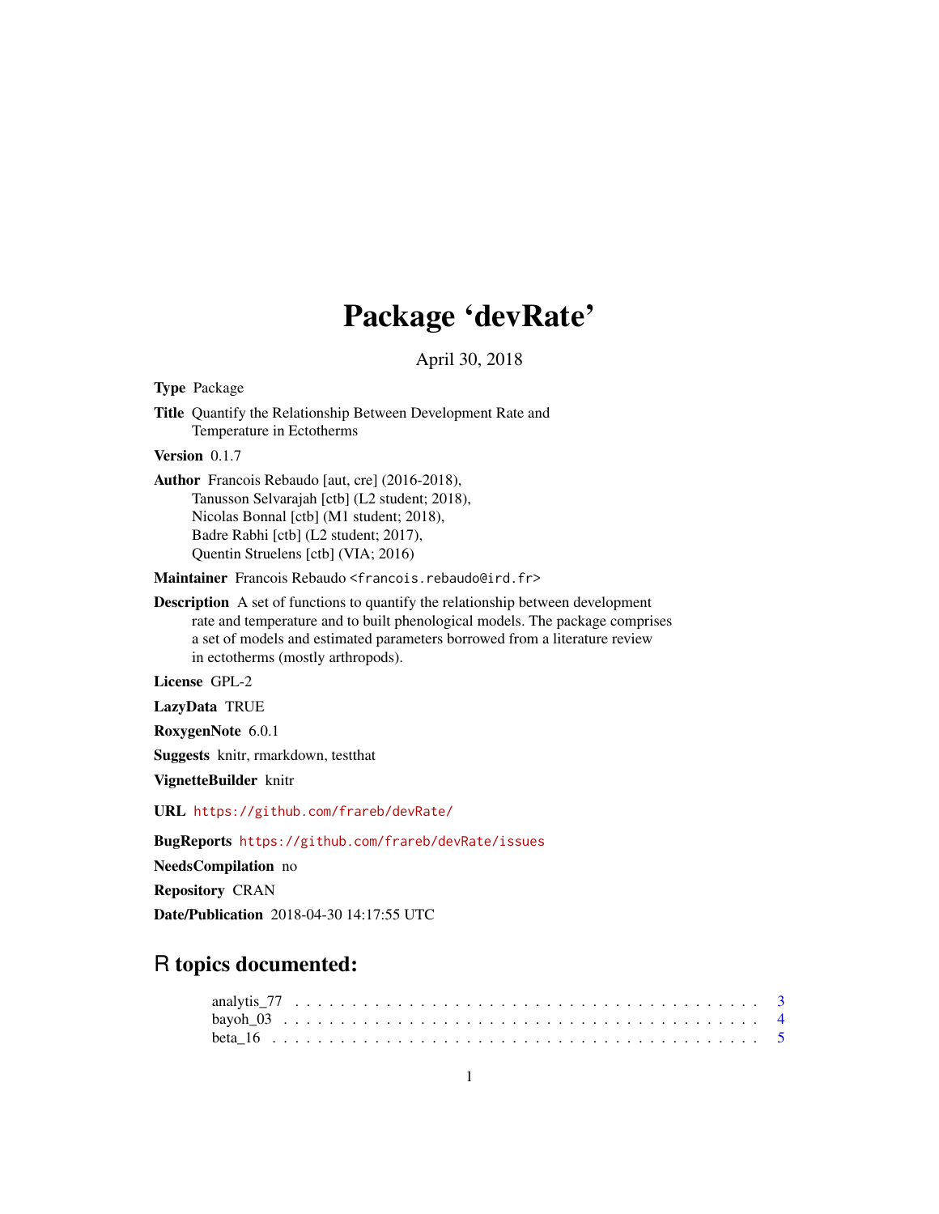# Package 'devRate'

April 30, 2018

**Type** Package

**Title** Quantify the Relationship Between Development Rate and Temperature in Ectotherms

**Version** 0.1.7

**Author** Francois Rebaudo [aut, cre] (2016-2018),
Tanusson Selvarajah [ctb] (L2 student; 2018),
Nicolas Bonnal [ctb] (M1 student; 2018),
Badre Rabhi [ctb] (L2 student; 2017),
Quentin Struelens [ctb] (VIA; 2016)

**Maintainer** Francois Rebaudo <francois.rebaudo@ird.fr>

**Description** A set of functions to quantify the relationship between development rate and temperature and to built phenological models. The package comprises a set of models and estimated parameters borrowed from a literature review in ectotherms (mostly arthropods).

**License** GPL-2

**LazyData** TRUE

**RoxygenNote** 6.0.1

**Suggests** knitr, rmarkdown, testthat

**VignetteBuilder** knitr

**URL** https://github.com/frareb/devRate/

**BugReports** https://github.com/frareb/devRate/issues

**NeedsCompilation** no

**Repository** CRAN

**Date/Publication** 2018-04-30 14:17:55 UTC

## R topics documented:

analytis_77 . . . . . . . . . . . . . . . . . . . . . . . . . . . . . . . . . . . . . . . 3
bayoh_03 . . . . . . . . . . . . . . . . . . . . . . . . . . . . . . . . . . . . . . . . 4
beta_16 . . . . . . . . . . . . . . . . . . . . . . . . . . . . . . . . . . . . . . . . . 5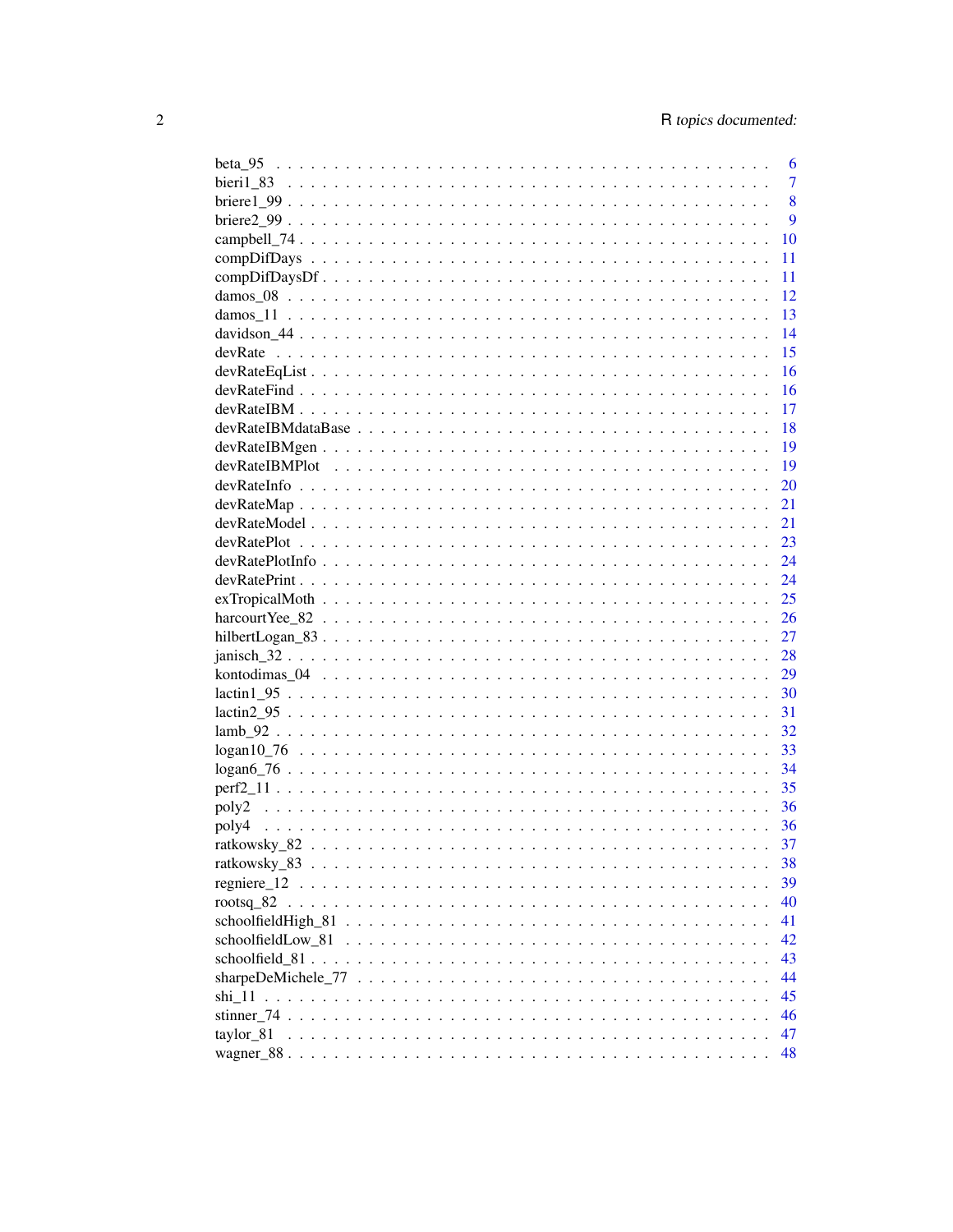| | |
|---|---|
| beta_95 | 6 |
| bieri1_83 | 7 |
| briere1_99 | 8 |
| briere2_99 | 9 |
| campbell_74 | 10 |
| compDifDays | 11 |
| compDifDaysDf | 11 |
| damos_08 | 12 |
| damos_11 | 13 |
| davidson_44 | 14 |
| devRate | 15 |
| devRateEqList | 16 |
| devRateFind | 16 |
| devRateIBM | 17 |
| devRateIBMdataBase | 18 |
| devRateIBMgen | 19 |
| devRateIBMPlot | 19 |
| devRateInfo | 20 |
| devRateMap | 21 |
| devRateModel | 21 |
| devRatePlot | 23 |
| devRatePlotInfo | 24 |
| devRatePrint | 24 |
| exTropicalMoth | 25 |
| harcourtYee_82 | 26 |
| hilbertLogan_83 | 27 |
| janisch_32 | 28 |
| kontodimas_04 | 29 |
| lactin1_95 | 30 |
| lactin2_95 | 31 |
| lamb_92 | 32 |
| logan10_76 | 33 |
| logan6_76 | 34 |
| perf2_11 | 35 |
| poly2 | 36 |
| poly4 | 36 |
| ratkowsky_82 | 37 |
| ratkowsky_83 | 38 |
| regniere_12 | 39 |
| rootsq_82 | 40 |
| schoolfieldHigh_81 | 41 |
| schoolfieldLow_81 | 42 |
| schoolfield_81 | 43 |
| sharpeDeMichele_77 | 44 |
| shi_11 | 45 |
| stinner_74 | 46 |
| taylor_81 | 47 |
| wagner_88 | 48 |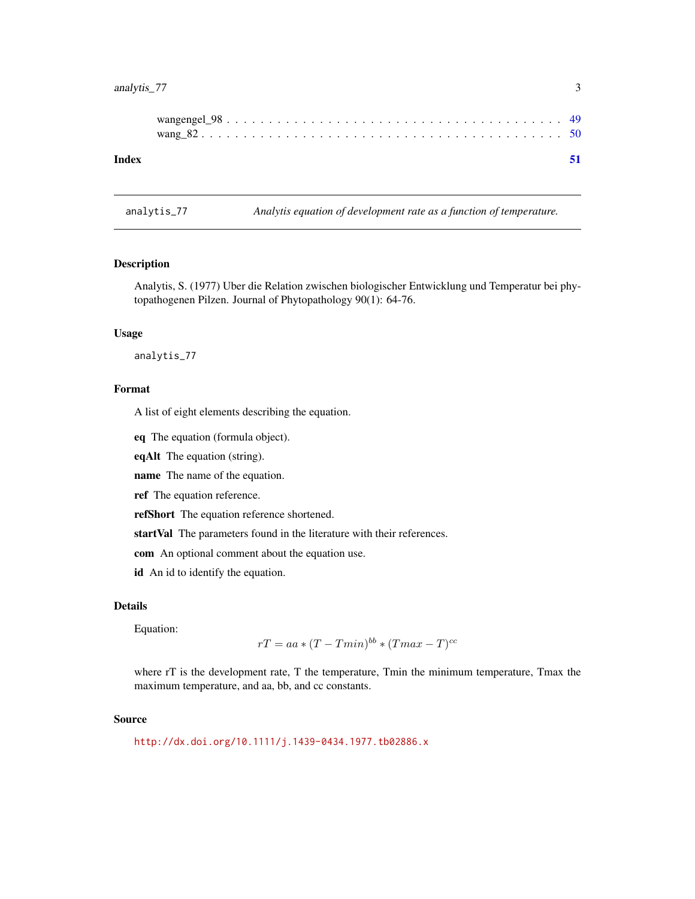wangengel_98 . . . . . . . . . . . . . . . . . . . . . . . . . . . . . . . . . . . . . . 49
wang_82 . . . . . . . . . . . . . . . . . . . . . . . . . . . . . . . . . . . . . . . . . 50

**Index** **51**

---

`analytis_77` *Analytis equation of development rate as a function of temperature.*

---

## Description

Analytis, S. (1977) Uber die Relation zwischen biologischer Entwicklung und Temperatur bei phytopathogenen Pilzen. Journal of Phytopathology 90(1): 64-76.

## Usage

```
analytis_77
```

## Format

A list of eight elements describing the equation.

**eq** The equation (formula object).

**eqAlt** The equation (string).

**name** The name of the equation.

**ref** The equation reference.

**refShort** The equation reference shortened.

**startVal** The parameters found in the literature with their references.

**com** An optional comment about the equation use.

**id** An id to identify the equation.

## Details

Equation:

$$rT = aa * (T - Tmin)^{bb} * (Tmax - T)^{cc}$$

where rT is the development rate, T the temperature, Tmin the minimum temperature, Tmax the maximum temperature, and aa, bb, and cc constants.

## Source

http://dx.doi.org/10.1111/j.1439-0434.1977.tb02886.x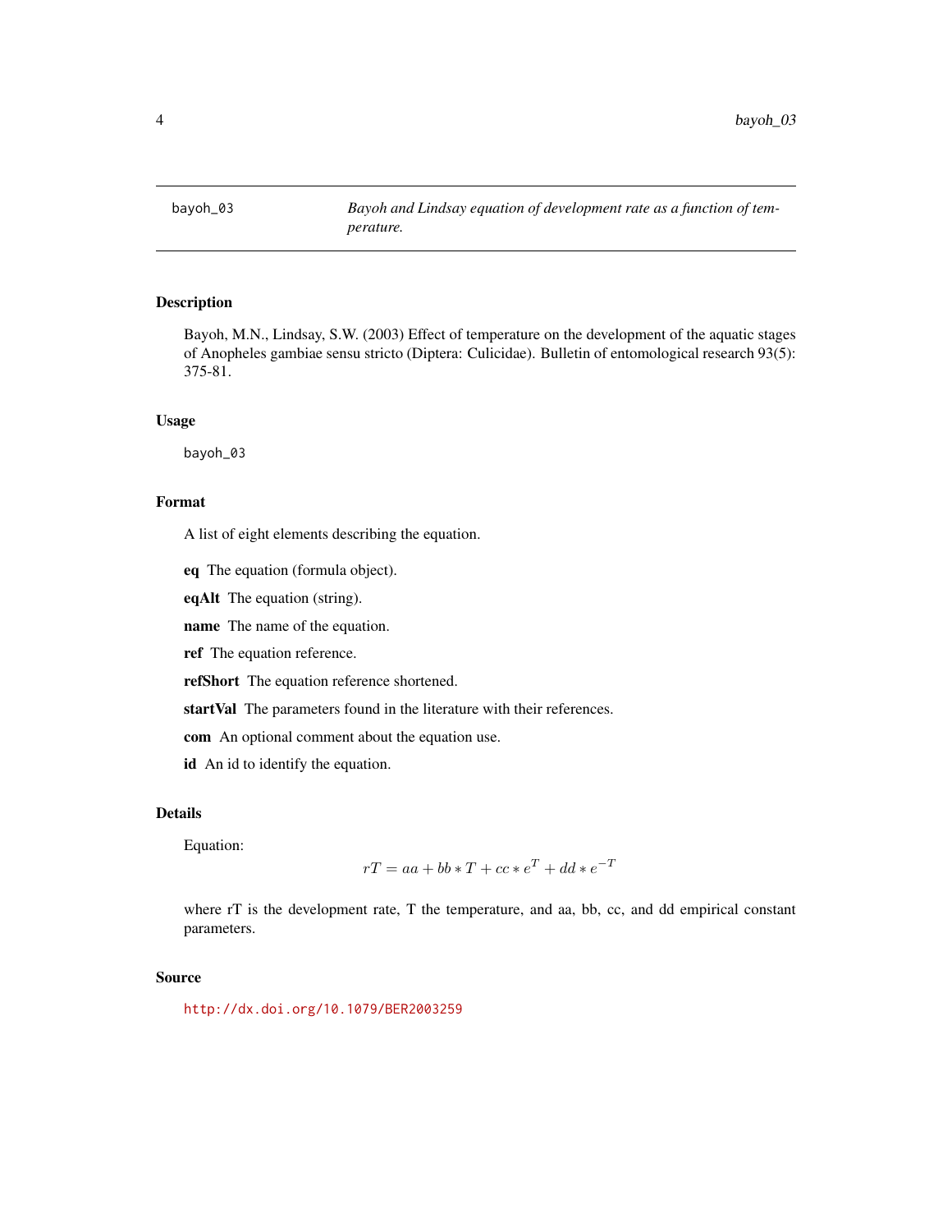# bayoh_03 — *Bayoh and Lindsay equation of development rate as a function of temperature.*

## Description

Bayoh, M.N., Lindsay, S.W. (2003) Effect of temperature on the development of the aquatic stages of Anopheles gambiae sensu stricto (Diptera: Culicidae). Bulletin of entomological research 93(5): 375-81.

## Usage

```
bayoh_03
```

## Format

A list of eight elements describing the equation.

- **eq** The equation (formula object).
- **eqAlt** The equation (string).
- **name** The name of the equation.
- **ref** The equation reference.
- **refShort** The equation reference shortened.
- **startVal** The parameters found in the literature with their references.
- **com** An optional comment about the equation use.
- **id** An id to identify the equation.

## Details

Equation:

$$rT = aa + bb * T + cc * e^{T} + dd * e^{-T}$$

where rT is the development rate, T the temperature, and aa, bb, cc, and dd empirical constant parameters.

## Source

http://dx.doi.org/10.1079/BER2003259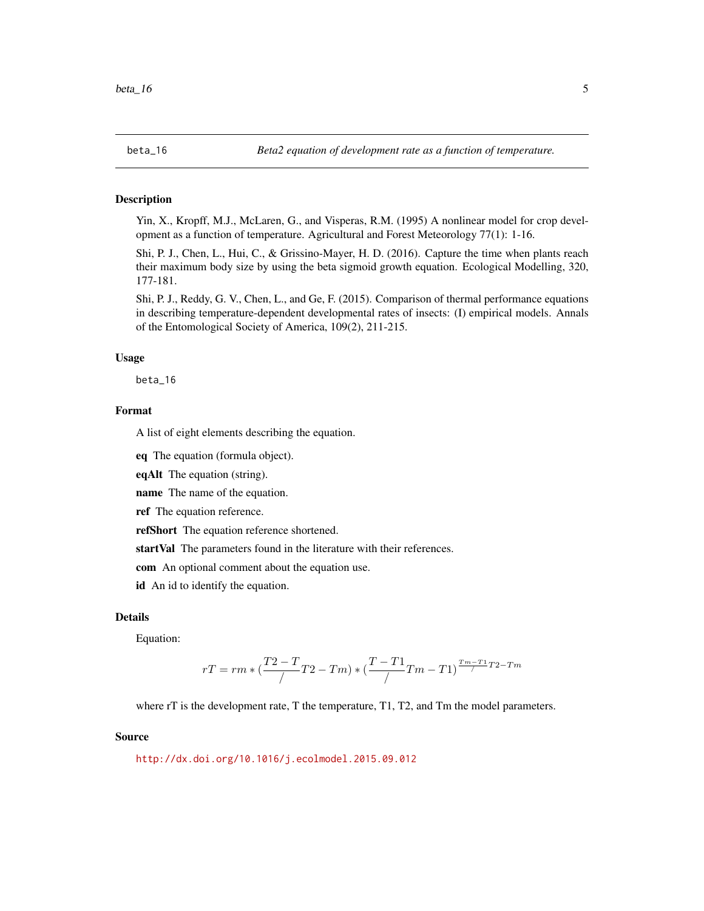beta_16 *Beta2 equation of development rate as a function of temperature.*

## Description

Yin, X., Kropff, M.J., McLaren, G., and Visperas, R.M. (1995) A nonlinear model for crop development as a function of temperature. Agricultural and Forest Meteorology 77(1): 1-16.

Shi, P. J., Chen, L., Hui, C., & Grissino-Mayer, H. D. (2016). Capture the time when plants reach their maximum body size by using the beta sigmoid growth equation. Ecological Modelling, 320, 177-181.

Shi, P. J., Reddy, G. V., Chen, L., and Ge, F. (2015). Comparison of thermal performance equations in describing temperature-dependent developmental rates of insects: (I) empirical models. Annals of the Entomological Society of America, 109(2), 211-215.

## Usage

```
beta_16
```

## Format

A list of eight elements describing the equation.

**eq** The equation (formula object).

**eqAlt** The equation (string).

**name** The name of the equation.

**ref** The equation reference.

**refShort** The equation reference shortened.

**startVal** The parameters found in the literature with their references.

**com** An optional comment about the equation use.

**id** An id to identify the equation.

## Details

Equation:

$$rT = rm * (\frac{T2 - T}{/} T2 - Tm) * (\frac{T - T1}{/} Tm - T1)^{\frac{Tm - T1}{/} T2 - Tm}$$

where rT is the development rate, T the temperature, T1, T2, and Tm the model parameters.

## Source

http://dx.doi.org/10.1016/j.ecolmodel.2015.09.012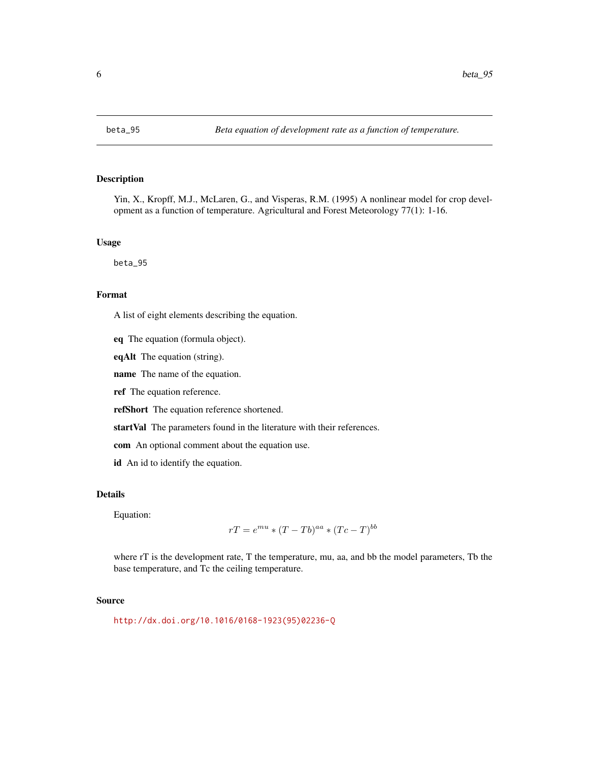## beta_95 — *Beta equation of development rate as a function of temperature.*

### Description

Yin, X., Kropff, M.J., McLaren, G., and Visperas, R.M. (1995) A nonlinear model for crop development as a function of temperature. Agricultural and Forest Meteorology 77(1): 1-16.

### Usage

```
beta_95
```

### Format

A list of eight elements describing the equation.

**eq** The equation (formula object).

**eqAlt** The equation (string).

**name** The name of the equation.

**ref** The equation reference.

**refShort** The equation reference shortened.

**startVal** The parameters found in the literature with their references.

**com** An optional comment about the equation use.

**id** An id to identify the equation.

### Details

Equation:

$$rT = e^{mu} * (T - Tb)^{aa} * (Tc - T)^{bb}$$

where rT is the development rate, T the temperature, mu, aa, and bb the model parameters, Tb the base temperature, and Tc the ceiling temperature.

### Source

http://dx.doi.org/10.1016/0168-1923(95)02236-Q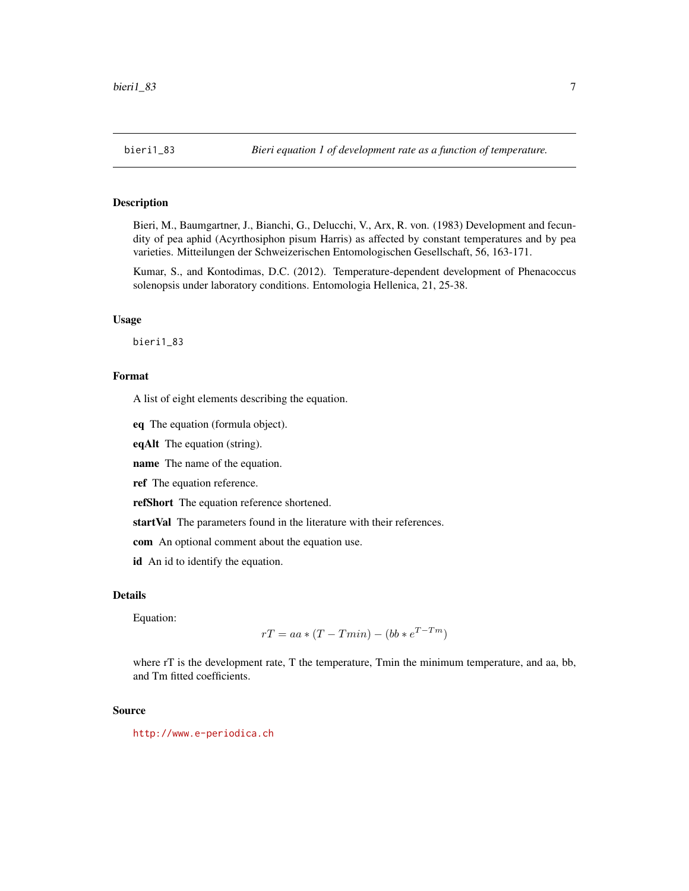`bieri1_83` *Bieri equation 1 of development rate as a function of temperature.*

## Description

Bieri, M., Baumgartner, J., Bianchi, G., Delucchi, V., Arx, R. von. (1983) Development and fecundity of pea aphid (Acyrthosiphon pisum Harris) as affected by constant temperatures and by pea varieties. Mitteilungen der Schweizerischen Entomologischen Gesellschaft, 56, 163-171.

Kumar, S., and Kontodimas, D.C. (2012). Temperature-dependent development of Phenacoccus solenopsis under laboratory conditions. Entomologia Hellenica, 21, 25-38.

## Usage

```
bieri1_83
```

## Format

A list of eight elements describing the equation.

**eq** The equation (formula object).

**eqAlt** The equation (string).

**name** The name of the equation.

**ref** The equation reference.

**refShort** The equation reference shortened.

**startVal** The parameters found in the literature with their references.

**com** An optional comment about the equation use.

**id** An id to identify the equation.

## Details

Equation:

$$rT = aa * (T - Tmin) - (bb * e^{T - Tm})$$

where rT is the development rate, T the temperature, Tmin the minimum temperature, and aa, bb, and Tm fitted coefficients.

## Source

http://www.e-periodica.ch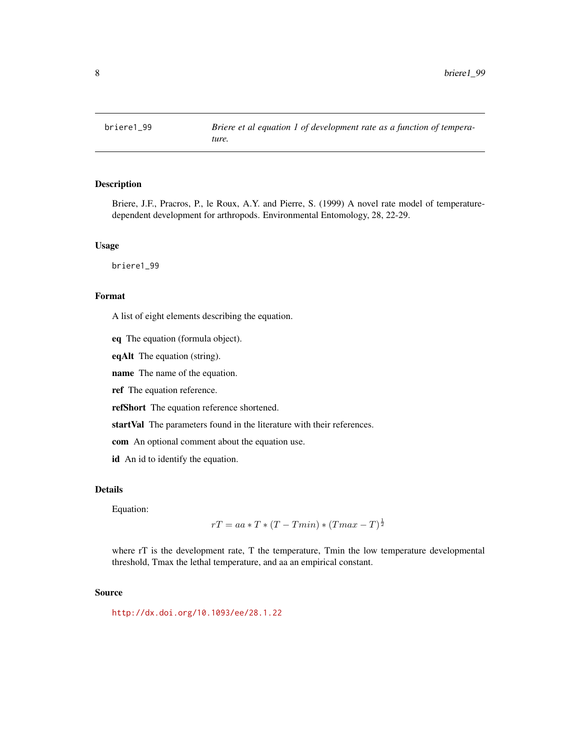# briere1_99 — *Briere et al equation 1 of development rate as a function of temperature.*

## Description

Briere, J.F., Pracros, P., le Roux, A.Y. and Pierre, S. (1999) A novel rate model of temperature-dependent development for arthropods. Environmental Entomology, 28, 22-29.

## Usage

```
briere1_99
```

## Format

A list of eight elements describing the equation.

**eq** The equation (formula object).

**eqAlt** The equation (string).

**name** The name of the equation.

**ref** The equation reference.

**refShort** The equation reference shortened.

**startVal** The parameters found in the literature with their references.

**com** An optional comment about the equation use.

**id** An id to identify the equation.

## Details

Equation:

$$rT = aa * T * (T - Tmin) * (Tmax - T)^{\frac{1}{2}}$$

where rT is the development rate, T the temperature, Tmin the low temperature developmental threshold, Tmax the lethal temperature, and aa an empirical constant.

## Source

http://dx.doi.org/10.1093/ee/28.1.22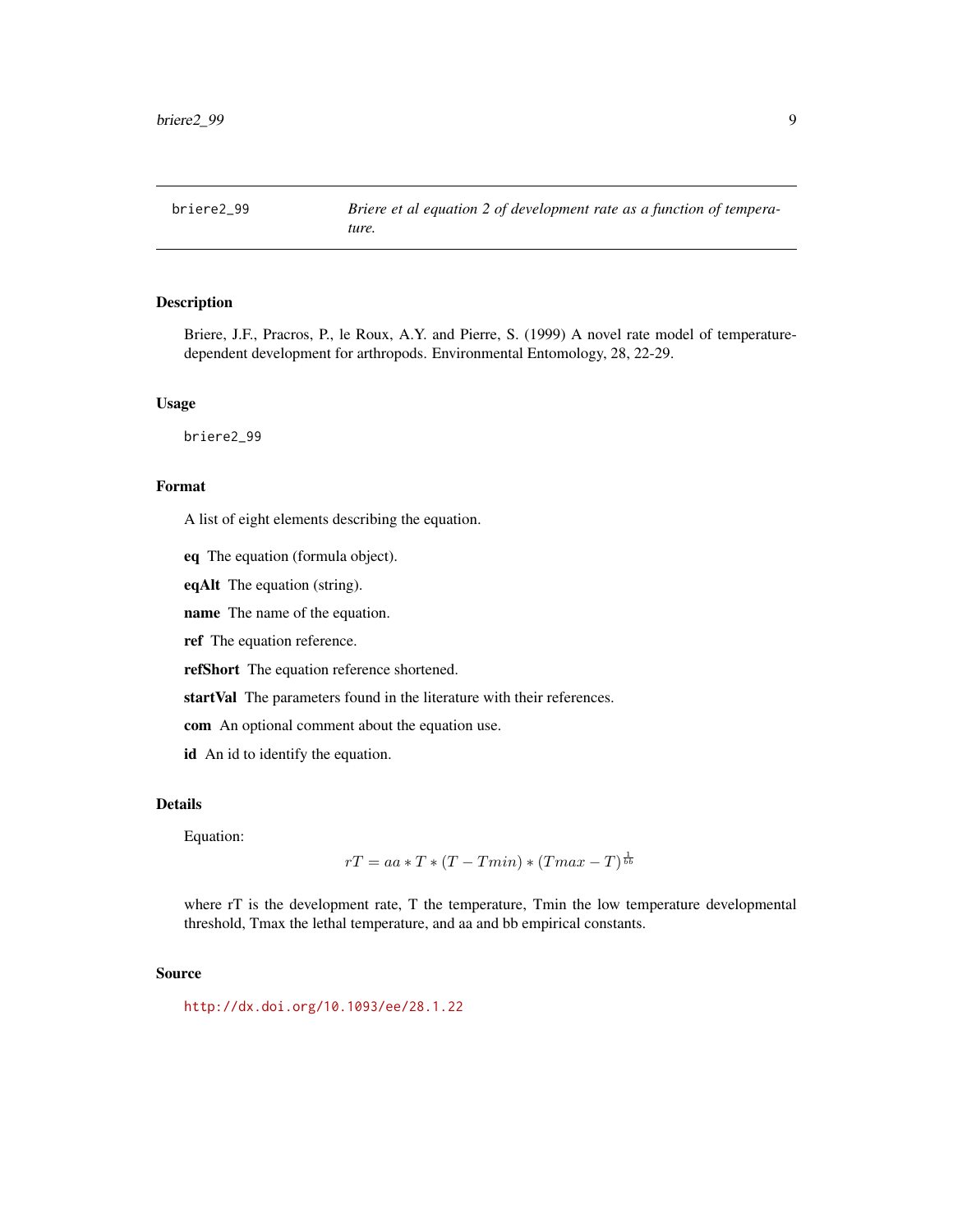# briere2_99 — *Briere et al equation 2 of development rate as a function of temperature.*

## Description

Briere, J.F., Pracros, P., le Roux, A.Y. and Pierre, S. (1999) A novel rate model of temperature-dependent development for arthropods. Environmental Entomology, 28, 22-29.

## Usage

```
briere2_99
```

## Format

A list of eight elements describing the equation.

**eq** The equation (formula object).

**eqAlt** The equation (string).

**name** The name of the equation.

**ref** The equation reference.

**refShort** The equation reference shortened.

**startVal** The parameters found in the literature with their references.

**com** An optional comment about the equation use.

**id** An id to identify the equation.

## Details

Equation:

$$rT = aa * T * (T - Tmin) * (Tmax - T)^{\frac{1}{bb}}$$

where rT is the development rate, T the temperature, Tmin the low temperature developmental threshold, Tmax the lethal temperature, and aa and bb empirical constants.

## Source

http://dx.doi.org/10.1093/ee/28.1.22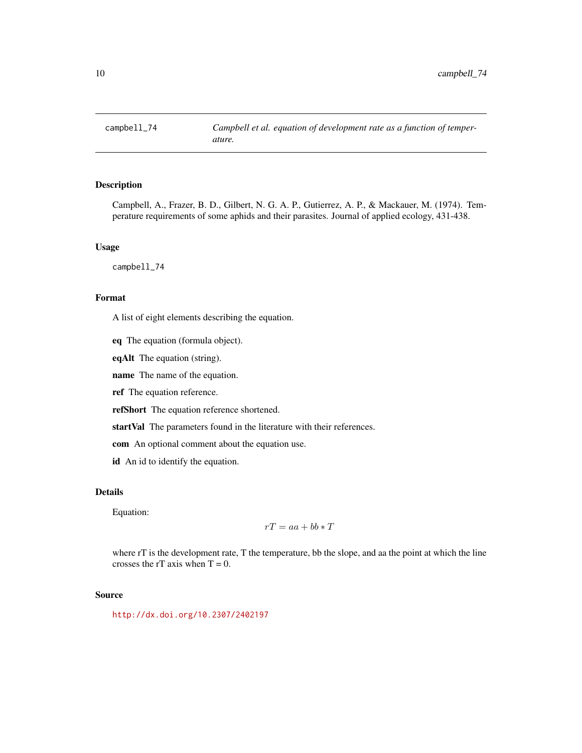## campbell_74 — *Campbell et al. equation of development rate as a function of temperature.*

### Description

Campbell, A., Frazer, B. D., Gilbert, N. G. A. P., Gutierrez, A. P., & Mackauer, M. (1974). Temperature requirements of some aphids and their parasites. Journal of applied ecology, 431-438.

### Usage

```
campbell_74
```

### Format

A list of eight elements describing the equation.

**eq** The equation (formula object).

**eqAlt** The equation (string).

**name** The name of the equation.

**ref** The equation reference.

**refShort** The equation reference shortened.

**startVal** The parameters found in the literature with their references.

**com** An optional comment about the equation use.

**id** An id to identify the equation.

### Details

Equation:

$$rT = aa + bb * T$$

where rT is the development rate, T the temperature, bb the slope, and aa the point at which the line crosses the rT axis when T = 0.

### Source

http://dx.doi.org/10.2307/2402197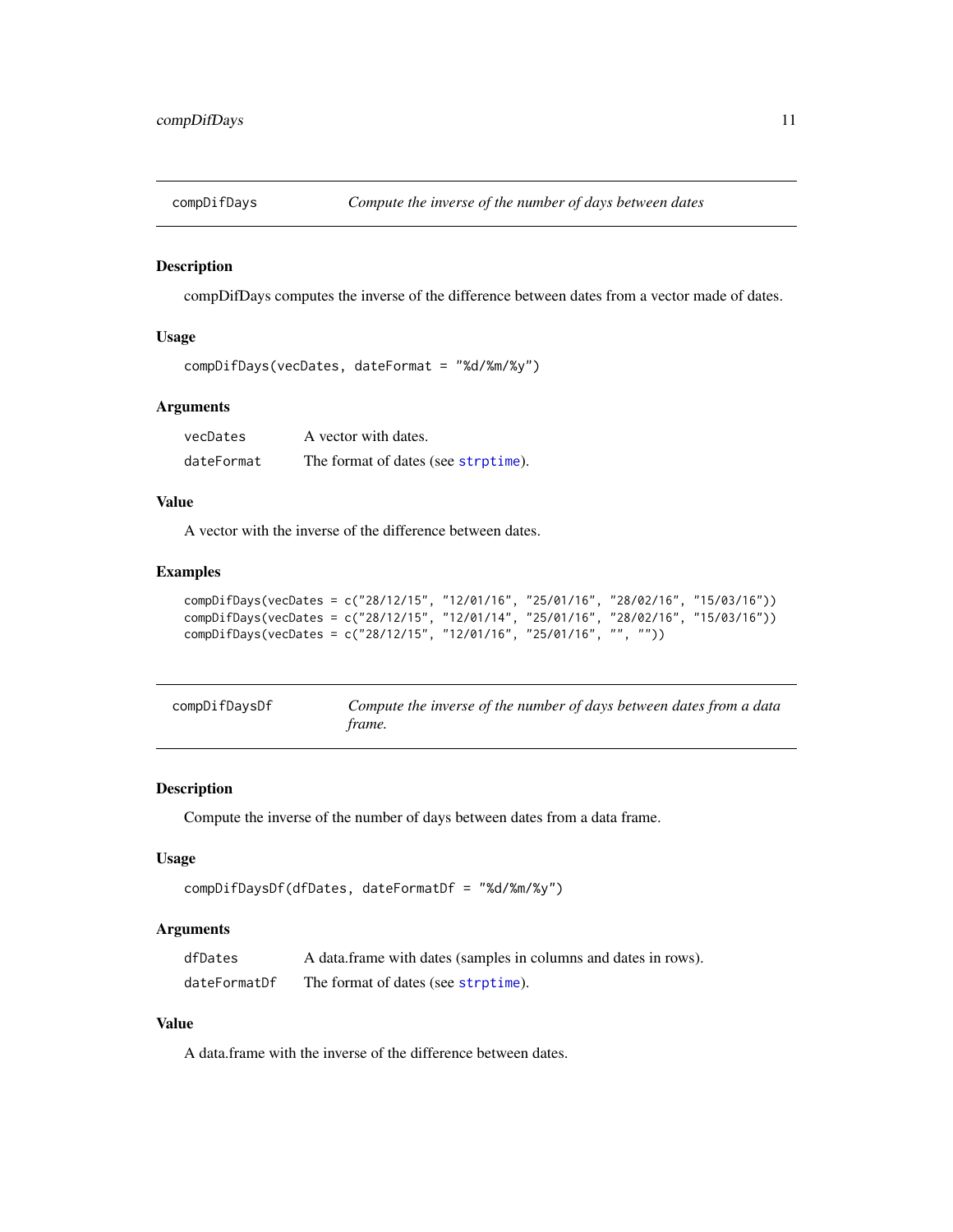## compDifDays — *Compute the inverse of the number of days between dates*

### Description

compDifDays computes the inverse of the difference between dates from a vector made of dates.

### Usage

```
compDifDays(vecDates, dateFormat = "%d/%m/%y")
```

### Arguments

| | |
|---|---|
| `vecDates` | A vector with dates. |
| `dateFormat` | The format of dates (see `strptime`). |

### Value

A vector with the inverse of the difference between dates.

### Examples

```
compDifDays(vecDates = c("28/12/15", "12/01/16", "25/01/16", "28/02/16", "15/03/16"))
compDifDays(vecDates = c("28/12/15", "12/01/14", "25/01/16", "28/02/16", "15/03/16"))
compDifDays(vecDates = c("28/12/15", "12/01/16", "25/01/16", "", ""))
```

## compDifDaysDf — *Compute the inverse of the number of days between dates from a data frame.*

### Description

Compute the inverse of the number of days between dates from a data frame.

### Usage

```
compDifDaysDf(dfDates, dateFormatDf = "%d/%m/%y")
```

### Arguments

| | |
|---|---|
| `dfDates` | A data.frame with dates (samples in columns and dates in rows). |
| `dateFormatDf` | The format of dates (see `strptime`). |

### Value

A data.frame with the inverse of the difference between dates.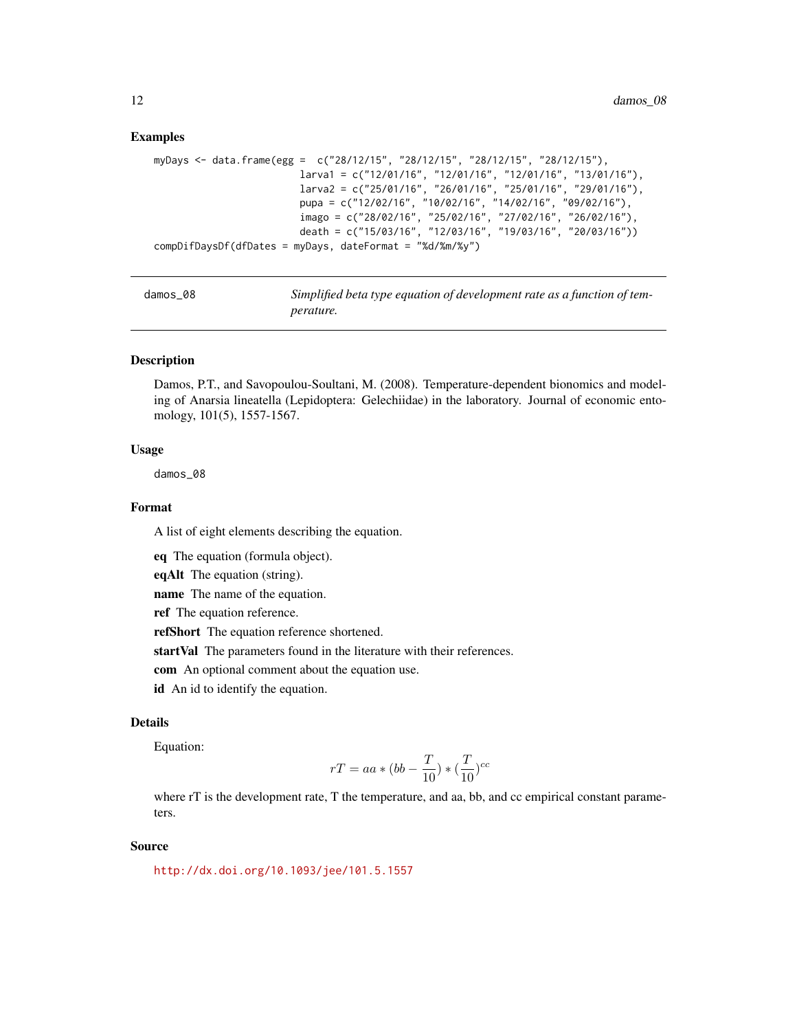### Examples

```
myDays <- data.frame(egg =  c("28/12/15", "28/12/15", "28/12/15", "28/12/15"),
                     larva1 = c("12/01/16", "12/01/16", "12/01/16", "13/01/16"),
                     larva2 = c("25/01/16", "26/01/16", "25/01/16", "29/01/16"),
                     pupa = c("12/02/16", "10/02/16", "14/02/16", "09/02/16"),
                     imago = c("28/02/16", "25/02/16", "27/02/16", "26/02/16"),
                     death = c("15/03/16", "12/03/16", "19/03/16", "20/03/16"))
compDifDaysDf(dfDates = myDays, dateFormat = "%d/%m/%y")
```

---

## damos_08 — *Simplified beta type equation of development rate as a function of temperature.*

---

### Description

Damos, P.T., and Savopoulou-Soultani, M. (2008). Temperature-dependent bionomics and modeling of Anarsia lineatella (Lepidoptera: Gelechiidae) in the laboratory. Journal of economic entomology, 101(5), 1557-1567.

### Usage

```
damos_08
```

### Format

A list of eight elements describing the equation.

**eq** The equation (formula object).

**eqAlt** The equation (string).

**name** The name of the equation.

**ref** The equation reference.

**refShort** The equation reference shortened.

**startVal** The parameters found in the literature with their references.

**com** An optional comment about the equation use.

**id** An id to identify the equation.

### Details

Equation:

$$rT = aa * (bb - \frac{T}{10}) * (\frac{T}{10})^{cc}$$

where rT is the development rate, T the temperature, and aa, bb, and cc empirical constant parameters.

### Source

http://dx.doi.org/10.1093/jee/101.5.1557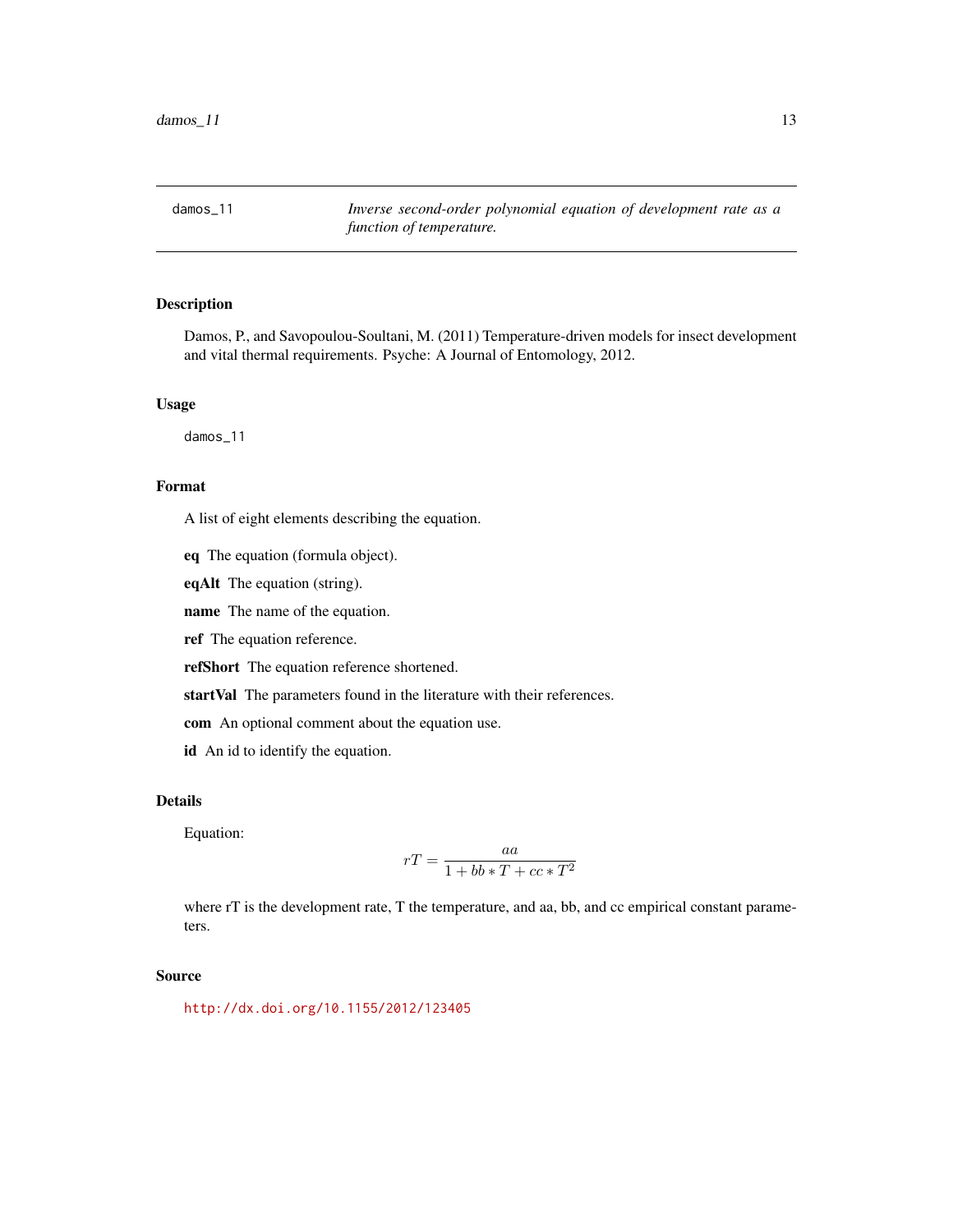damos_11 *Inverse second-order polynomial equation of development rate as a function of temperature.*

## Description

Damos, P., and Savopoulou-Soultani, M. (2011) Temperature-driven models for insect development and vital thermal requirements. Psyche: A Journal of Entomology, 2012.

## Usage

```
damos_11
```

## Format

A list of eight elements describing the equation.

**eq** The equation (formula object).

**eqAlt** The equation (string).

**name** The name of the equation.

**ref** The equation reference.

**refShort** The equation reference shortened.

**startVal** The parameters found in the literature with their references.

**com** An optional comment about the equation use.

**id** An id to identify the equation.

## Details

Equation:

$$rT = \frac{aa}{1 + bb * T + cc * T^2}$$

where rT is the development rate, T the temperature, and aa, bb, and cc empirical constant parameters.

## Source

http://dx.doi.org/10.1155/2012/123405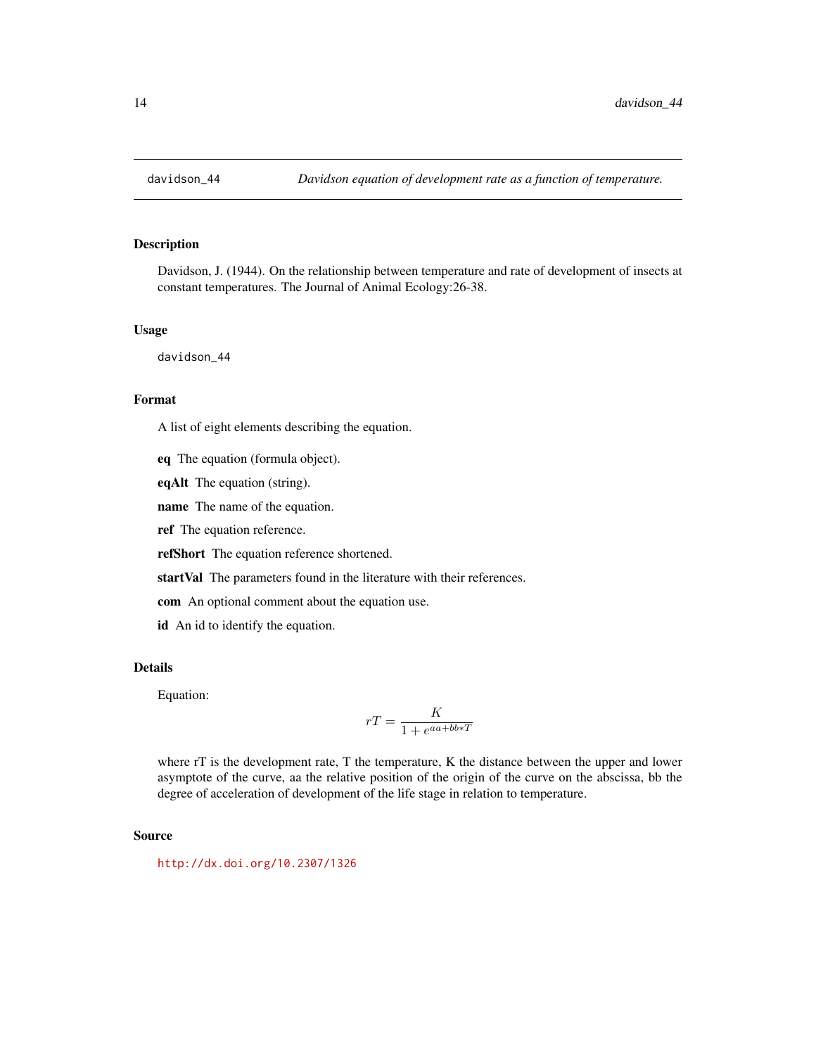davidson_44 *Davidson equation of development rate as a function of temperature.*

## Description

Davidson, J. (1944). On the relationship between temperature and rate of development of insects at constant temperatures. The Journal of Animal Ecology:26-38.

## Usage

```
davidson_44
```

## Format

A list of eight elements describing the equation.

**eq** The equation (formula object).

**eqAlt** The equation (string).

**name** The name of the equation.

**ref** The equation reference.

**refShort** The equation reference shortened.

**startVal** The parameters found in the literature with their references.

**com** An optional comment about the equation use.

**id** An id to identify the equation.

## Details

Equation:

$$rT = \frac{K}{1 + e^{aa + bb*T}}$$

where rT is the development rate, T the temperature, K the distance between the upper and lower asymptote of the curve, aa the relative position of the origin of the curve on the abscissa, bb the degree of acceleration of development of the life stage in relation to temperature.

## Source

http://dx.doi.org/10.2307/1326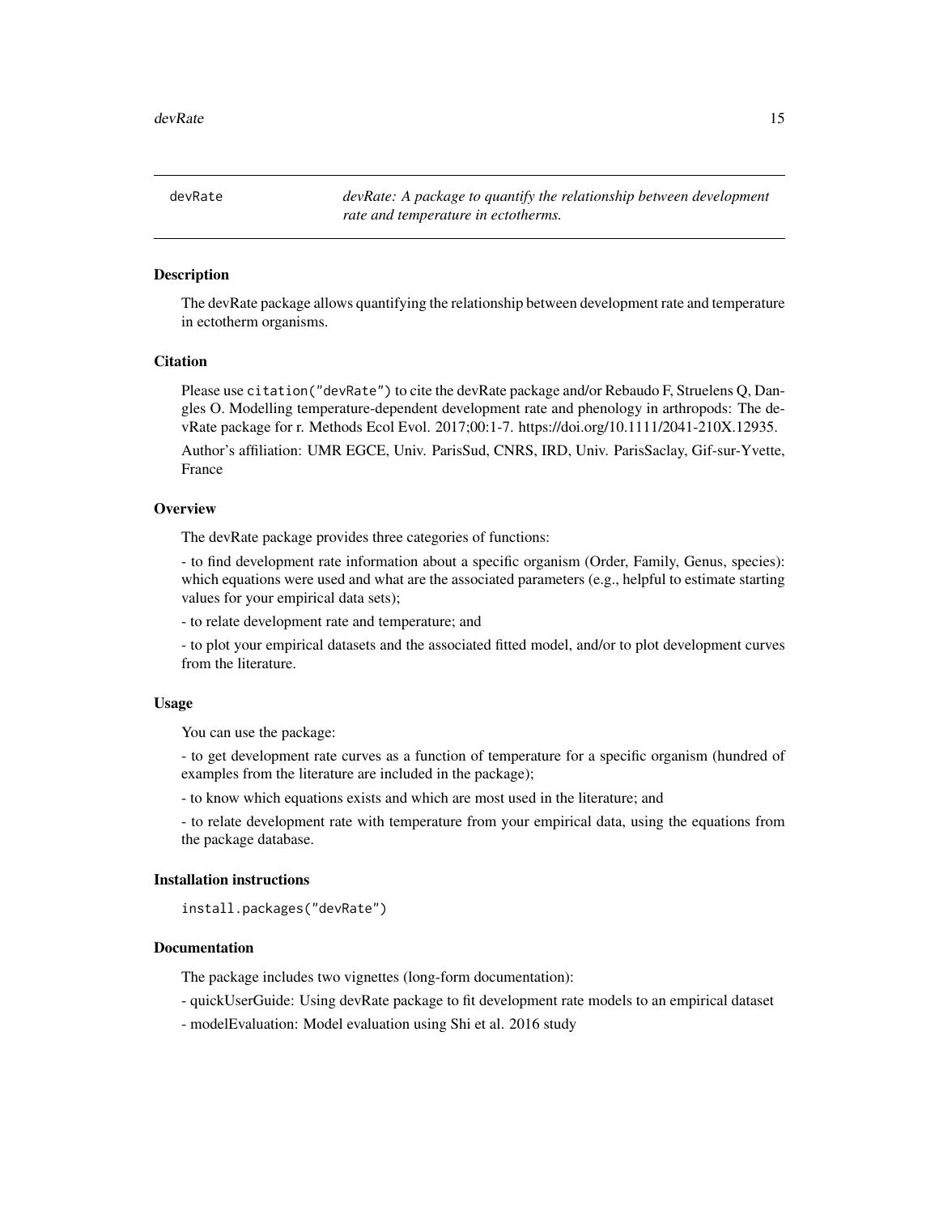## devRate

*devRate: A package to quantify the relationship between development rate and temperature in ectotherms.*

### Description

The devRate package allows quantifying the relationship between development rate and temperature in ectotherm organisms.

### Citation

Please use `citation("devRate")` to cite the devRate package and/or Rebaudo F, Struelens Q, Dangles O. Modelling temperature-dependent development rate and phenology in arthropods: The devRate package for r. Methods Ecol Evol. 2017;00:1-7. https://doi.org/10.1111/2041-210X.12935.

Author's affiliation: UMR EGCE, Univ. ParisSud, CNRS, IRD, Univ. ParisSaclay, Gif-sur-Yvette, France

### Overview

The devRate package provides three categories of functions:

- to find development rate information about a specific organism (Order, Family, Genus, species): which equations were used and what are the associated parameters (e.g., helpful to estimate starting values for your empirical data sets);

- to relate development rate and temperature; and

- to plot your empirical datasets and the associated fitted model, and/or to plot development curves from the literature.

### Usage

You can use the package:

- to get development rate curves as a function of temperature for a specific organism (hundred of examples from the literature are included in the package);

- to know which equations exists and which are most used in the literature; and

- to relate development rate with temperature from your empirical data, using the equations from the package database.

### Installation instructions

```
install.packages("devRate")
```

### Documentation

The package includes two vignettes (long-form documentation):

- quickUserGuide: Using devRate package to fit development rate models to an empirical dataset

- modelEvaluation: Model evaluation using Shi et al. 2016 study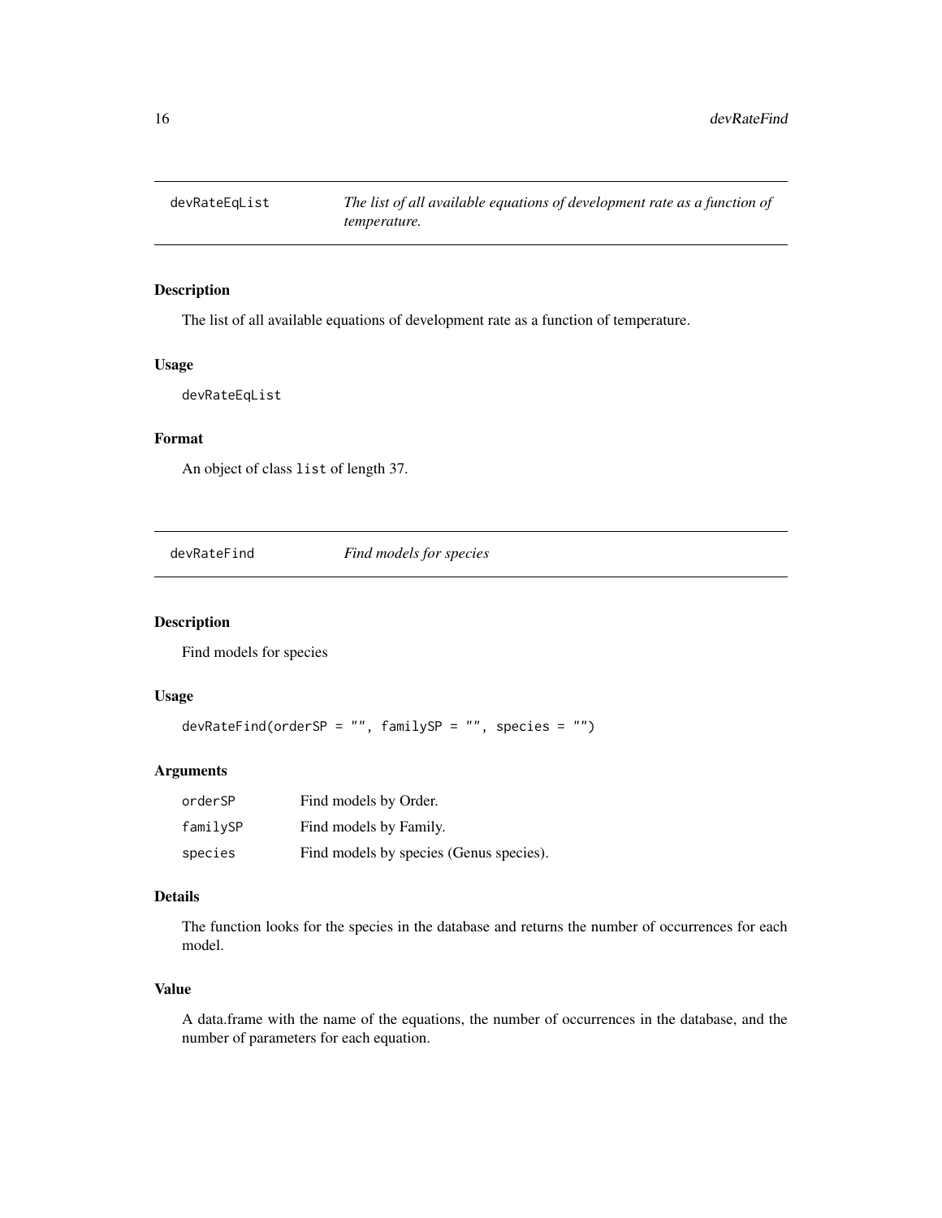## devRateEqList — *The list of all available equations of development rate as a function of temperature.*

### Description

The list of all available equations of development rate as a function of temperature.

### Usage

```
devRateEqList
```

### Format

An object of class `list` of length 37.

## devRateFind — *Find models for species*

### Description

Find models for species

### Usage

```
devRateFind(orderSP = "", familySP = "", species = "")
```

### Arguments

| | |
|---|---|
| `orderSP` | Find models by Order. |
| `familySP` | Find models by Family. |
| `species` | Find models by species (Genus species). |

### Details

The function looks for the species in the database and returns the number of occurrences for each model.

### Value

A data.frame with the name of the equations, the number of occurrences in the database, and the number of parameters for each equation.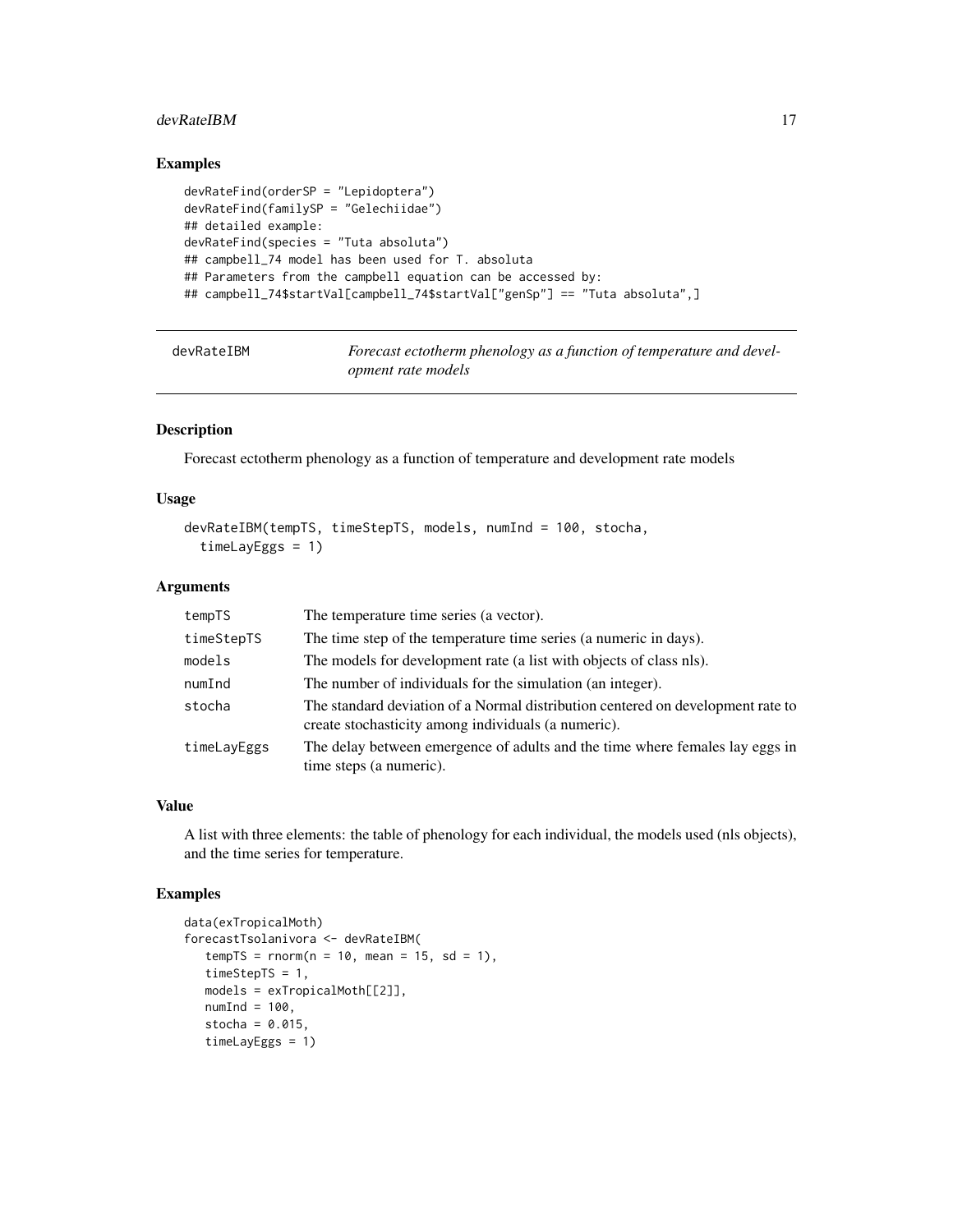### Examples

```
devRateFind(orderSP = "Lepidoptera")
devRateFind(familySP = "Gelechiidae")
## detailed example:
devRateFind(species = "Tuta absoluta")
## campbell_74 model has been used for T. absoluta
## Parameters from the campbell equation can be accessed by:
## campbell_74$startVal[campbell_74$startVal["genSp"] == "Tuta absoluta",]
```

---

## devRateIBM — *Forecast ectotherm phenology as a function of temperature and development rate models*

### Description

Forecast ectotherm phenology as a function of temperature and development rate models

### Usage

```
devRateIBM(tempTS, timeStepTS, models, numInd = 100, stocha,
  timeLayEggs = 1)
```

### Arguments

| | |
|---|---|
| tempTS | The temperature time series (a vector). |
| timeStepTS | The time step of the temperature time series (a numeric in days). |
| models | The models for development rate (a list with objects of class nls). |
| numInd | The number of individuals for the simulation (an integer). |
| stocha | The standard deviation of a Normal distribution centered on development rate to create stochasticity among individuals (a numeric). |
| timeLayEggs | The delay between emergence of adults and the time where females lay eggs in time steps (a numeric). |

### Value

A list with three elements: the table of phenology for each individual, the models used (nls objects), and the time series for temperature.

### Examples

```
data(exTropicalMoth)
forecastTsolanivora <- devRateIBM(
   tempTS = rnorm(n = 10, mean = 15, sd = 1),
   timeStepTS = 1,
   models = exTropicalMoth[[2]],
   numInd = 100,
   stocha = 0.015,
   timeLayEggs = 1)
```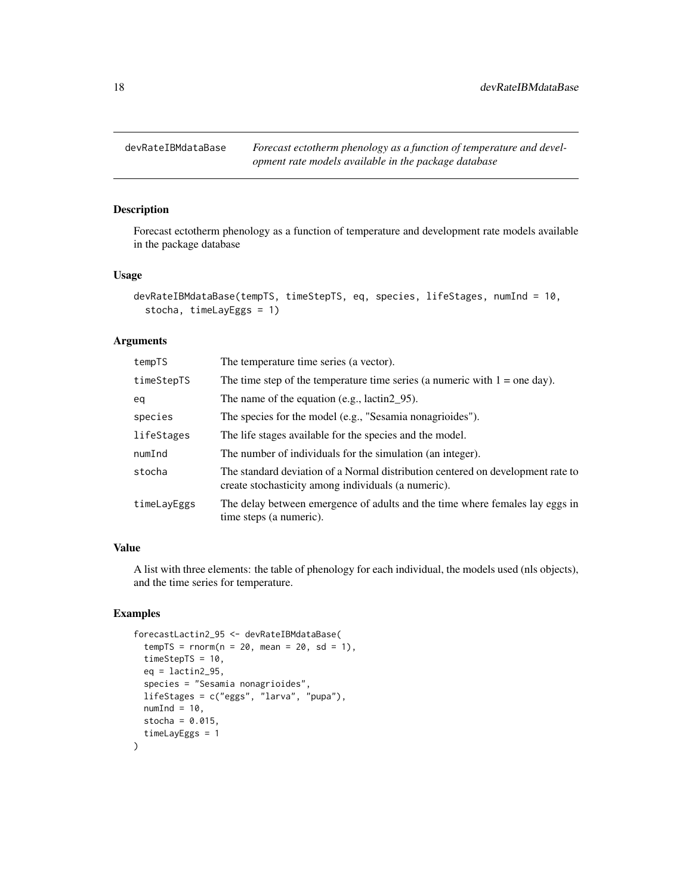## devRateIBMdataBase — *Forecast ectotherm phenology as a function of temperature and development rate models available in the package database*

### Description

Forecast ectotherm phenology as a function of temperature and development rate models available in the package database

### Usage

```
devRateIBMdataBase(tempTS, timeStepTS, eq, species, lifeStages, numInd = 10,
  stocha, timeLayEggs = 1)
```

### Arguments

| | |
|---|---|
| tempTS | The temperature time series (a vector). |
| timeStepTS | The time step of the temperature time series (a numeric with 1 = one day). |
| eq | The name of the equation (e.g., lactin2_95). |
| species | The species for the model (e.g., "Sesamia nonagrioides"). |
| lifeStages | The life stages available for the species and the model. |
| numInd | The number of individuals for the simulation (an integer). |
| stocha | The standard deviation of a Normal distribution centered on development rate to create stochasticity among individuals (a numeric). |
| timeLayEggs | The delay between emergence of adults and the time where females lay eggs in time steps (a numeric). |

### Value

A list with three elements: the table of phenology for each individual, the models used (nls objects), and the time series for temperature.

### Examples

```
forecastLactin2_95 <- devRateIBMdataBase(
  tempTS = rnorm(n = 20, mean = 20, sd = 1),
  timeStepTS = 10,
  eq = lactin2_95,
  species = "Sesamia nonagrioides",
  lifeStages = c("eggs", "larva", "pupa"),
  numInd = 10,
  stocha = 0.015,
  timeLayEggs = 1
)
```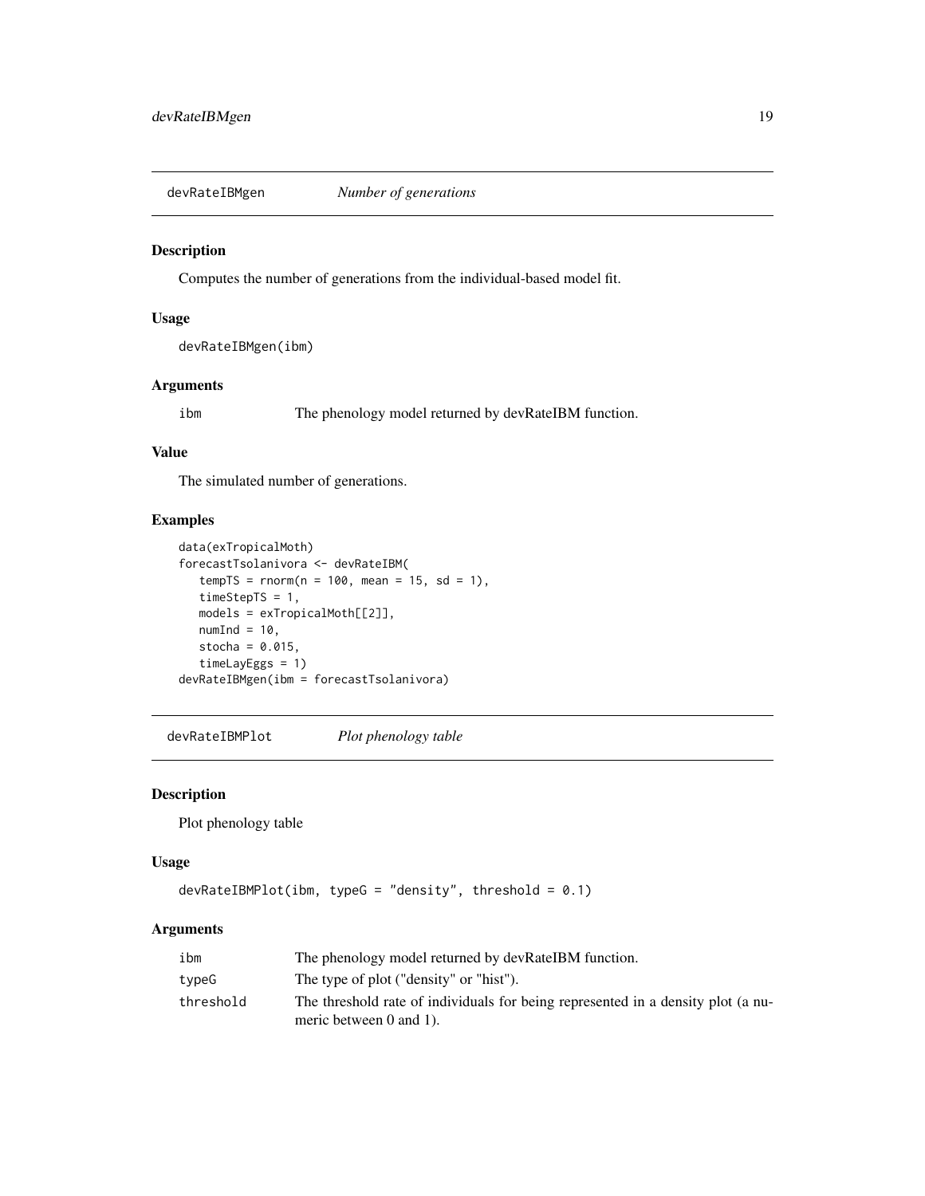## devRateIBMgen *Number of generations*

### Description

Computes the number of generations from the individual-based model fit.

### Usage

```
devRateIBMgen(ibm)
```

### Arguments

| | |
|---|---|
| ibm | The phenology model returned by devRateIBM function. |

### Value

The simulated number of generations.

### Examples

```
data(exTropicalMoth)
forecastTsolanivora <- devRateIBM(
   tempTS = rnorm(n = 100, mean = 15, sd = 1),
   timeStepTS = 1,
   models = exTropicalMoth[[2]],
   numInd = 10,
   stocha = 0.015,
   timeLayEggs = 1)
devRateIBMgen(ibm = forecastTsolanivora)
```

## devRateIBMPlot *Plot phenology table*

### Description

Plot phenology table

### Usage

```
devRateIBMPlot(ibm, typeG = "density", threshold = 0.1)
```

### Arguments

| | |
|---|---|
| ibm | The phenology model returned by devRateIBM function. |
| typeG | The type of plot ("density" or "hist"). |
| threshold | The threshold rate of individuals for being represented in a density plot (a numeric between 0 and 1). |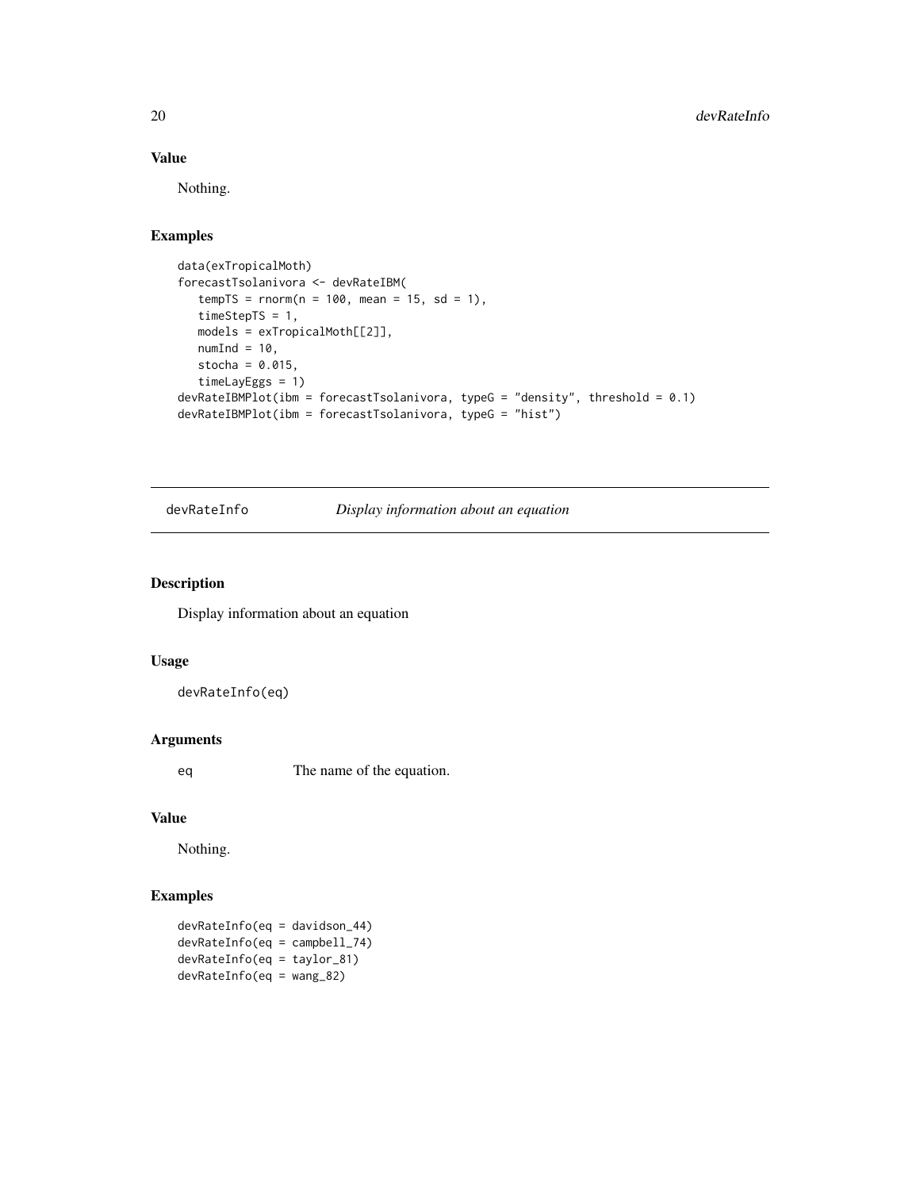## Value

Nothing.

## Examples

```
data(exTropicalMoth)
forecastTsolanivora <- devRateIBM(
   tempTS = rnorm(n = 100, mean = 15, sd = 1),
   timeStepTS = 1,
   models = exTropicalMoth[[2]],
   numInd = 10,
   stocha = 0.015,
   timeLayEggs = 1)
devRateIBMPlot(ibm = forecastTsolanivora, typeG = "density", threshold = 0.1)
devRateIBMPlot(ibm = forecastTsolanivora, typeG = "hist")
```

---

# devRateInfo *Display information about an equation*

## Description

Display information about an equation

## Usage

```
devRateInfo(eq)
```

## Arguments

| | |
|---|---|
| eq | The name of the equation. |

## Value

Nothing.

## Examples

```
devRateInfo(eq = davidson_44)
devRateInfo(eq = campbell_74)
devRateInfo(eq = taylor_81)
devRateInfo(eq = wang_82)
```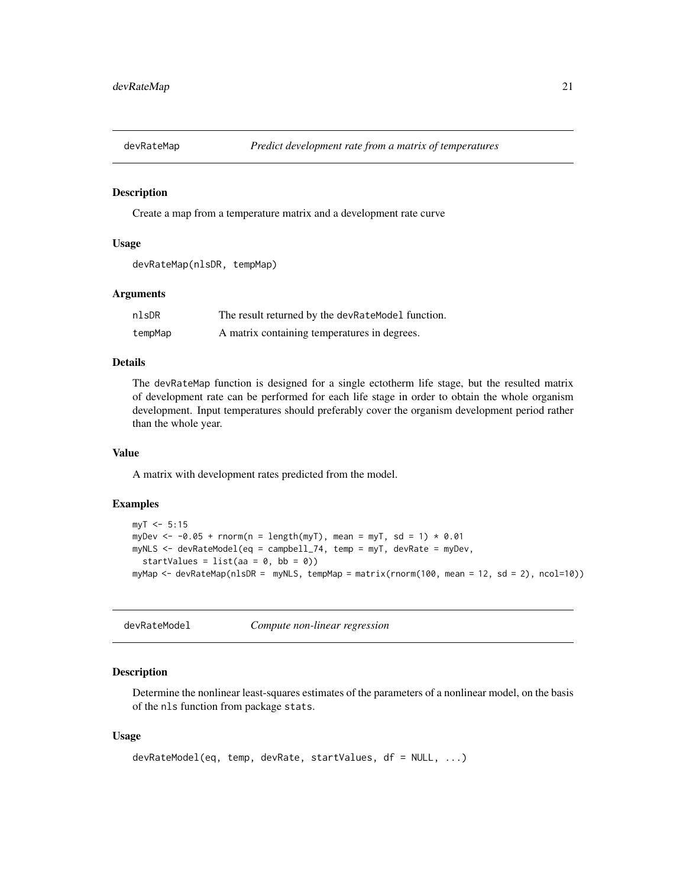## devRateMap — *Predict development rate from a matrix of temperatures*

### Description

Create a map from a temperature matrix and a development rate curve

### Usage

```
devRateMap(nlsDR, tempMap)
```

### Arguments

| | |
|---|---|
| nlsDR | The result returned by the devRateModel function. |
| tempMap | A matrix containing temperatures in degrees. |

### Details

The devRateMap function is designed for a single ectotherm life stage, but the resulted matrix of development rate can be performed for each life stage in order to obtain the whole organism development. Input temperatures should preferably cover the organism development period rather than the whole year.

### Value

A matrix with development rates predicted from the model.

### Examples

```
myT <- 5:15
myDev <- -0.05 + rnorm(n = length(myT), mean = myT, sd = 1) * 0.01
myNLS <- devRateModel(eq = campbell_74, temp = myT, devRate = myDev,
  startValues = list(aa = 0, bb = 0))
myMap <- devRateMap(nlsDR =  myNLS, tempMap = matrix(rnorm(100, mean = 12, sd = 2), ncol=10))
```

## devRateModel — *Compute non-linear regression*

### Description

Determine the nonlinear least-squares estimates of the parameters of a nonlinear model, on the basis of the nls function from package stats.

### Usage

```
devRateModel(eq, temp, devRate, startValues, df = NULL, ...)
```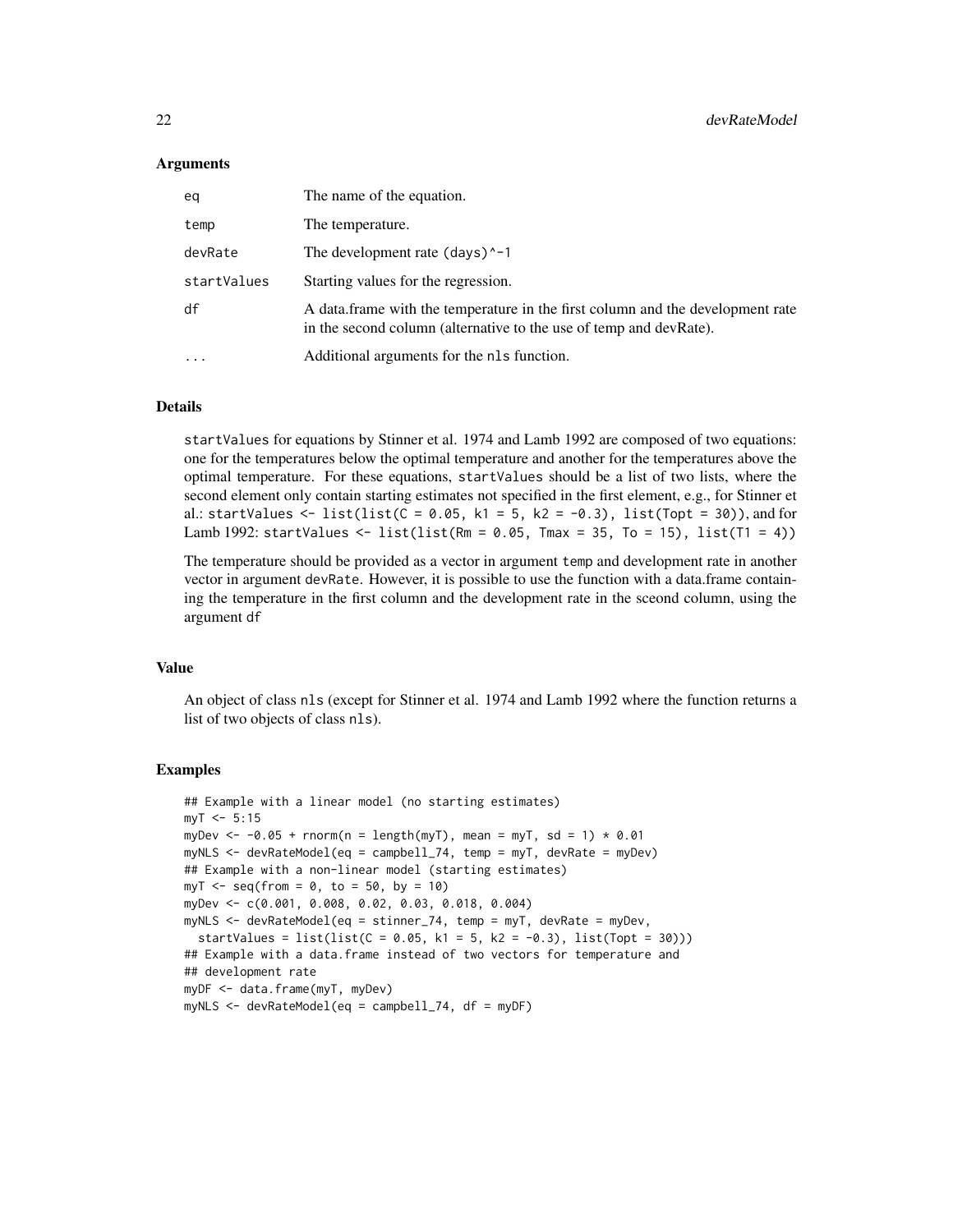### Arguments

| | |
|---|---|
| `eq` | The name of the equation. |
| `temp` | The temperature. |
| `devRate` | The development rate `(days)^-1` |
| `startValues` | Starting values for the regression. |
| `df` | A data.frame with the temperature in the first column and the development rate in the second column (alternative to the use of temp and devRate). |
| `...` | Additional arguments for the `nls` function. |

### Details

`startValues` for equations by Stinner et al. 1974 and Lamb 1992 are composed of two equations: one for the temperatures below the optimal temperature and another for the temperatures above the optimal temperature. For these equations, `startValues` should be a list of two lists, where the second element only contain starting estimates not specified in the first element, e.g., for Stinner et al.: `startValues <- list(list(C = 0.05, k1 = 5, k2 = -0.3), list(Topt = 30))`, and for Lamb 1992: `startValues <- list(list(Rm = 0.05, Tmax = 35, To = 15), list(T1 = 4))`

The temperature should be provided as a vector in argument `temp` and development rate in another vector in argument `devRate`. However, it is possible to use the function with a data.frame containing the temperature in the first column and the development rate in the sceond column, using the argument `df`

### Value

An object of class `nls` (except for Stinner et al. 1974 and Lamb 1992 where the function returns a list of two objects of class `nls`).

### Examples

```
## Example with a linear model (no starting estimates)
myT <- 5:15
myDev <- -0.05 + rnorm(n = length(myT), mean = myT, sd = 1) * 0.01
myNLS <- devRateModel(eq = campbell_74, temp = myT, devRate = myDev)
## Example with a non-linear model (starting estimates)
myT <- seq(from = 0, to = 50, by = 10)
myDev <- c(0.001, 0.008, 0.02, 0.03, 0.018, 0.004)
myNLS <- devRateModel(eq = stinner_74, temp = myT, devRate = myDev,
  startValues = list(list(C = 0.05, k1 = 5, k2 = -0.3), list(Topt = 30)))
## Example with a data.frame instead of two vectors for temperature and
## development rate
myDF <- data.frame(myT, myDev)
myNLS <- devRateModel(eq = campbell_74, df = myDF)
```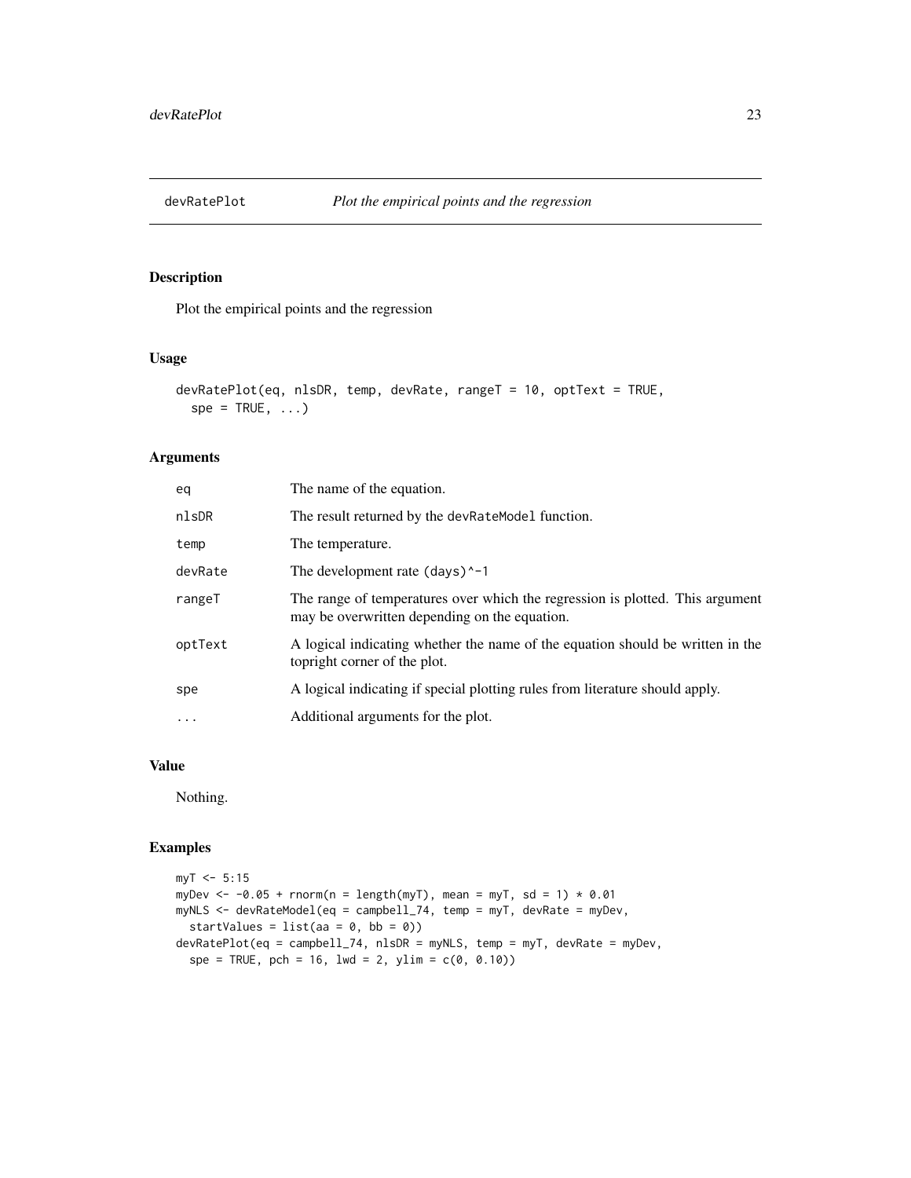# devRatePlot — *Plot the empirical points and the regression*

## Description

Plot the empirical points and the regression

## Usage

```
devRatePlot(eq, nlsDR, temp, devRate, rangeT = 10, optText = TRUE,
  spe = TRUE, ...)
```

## Arguments

| | |
|---|---|
| eq | The name of the equation. |
| nlsDR | The result returned by the devRateModel function. |
| temp | The temperature. |
| devRate | The development rate (days)^-1 |
| rangeT | The range of temperatures over which the regression is plotted. This argument may be overwritten depending on the equation. |
| optText | A logical indicating whether the name of the equation should be written in the topright corner of the plot. |
| spe | A logical indicating if special plotting rules from literature should apply. |
| ... | Additional arguments for the plot. |

## Value

Nothing.

## Examples

```
myT <- 5:15
myDev <- -0.05 + rnorm(n = length(myT), mean = myT, sd = 1) * 0.01
myNLS <- devRateModel(eq = campbell_74, temp = myT, devRate = myDev,
  startValues = list(aa = 0, bb = 0))
devRatePlot(eq = campbell_74, nlsDR = myNLS, temp = myT, devRate = myDev,
  spe = TRUE, pch = 16, lwd = 2, ylim = c(0, 0.10))
```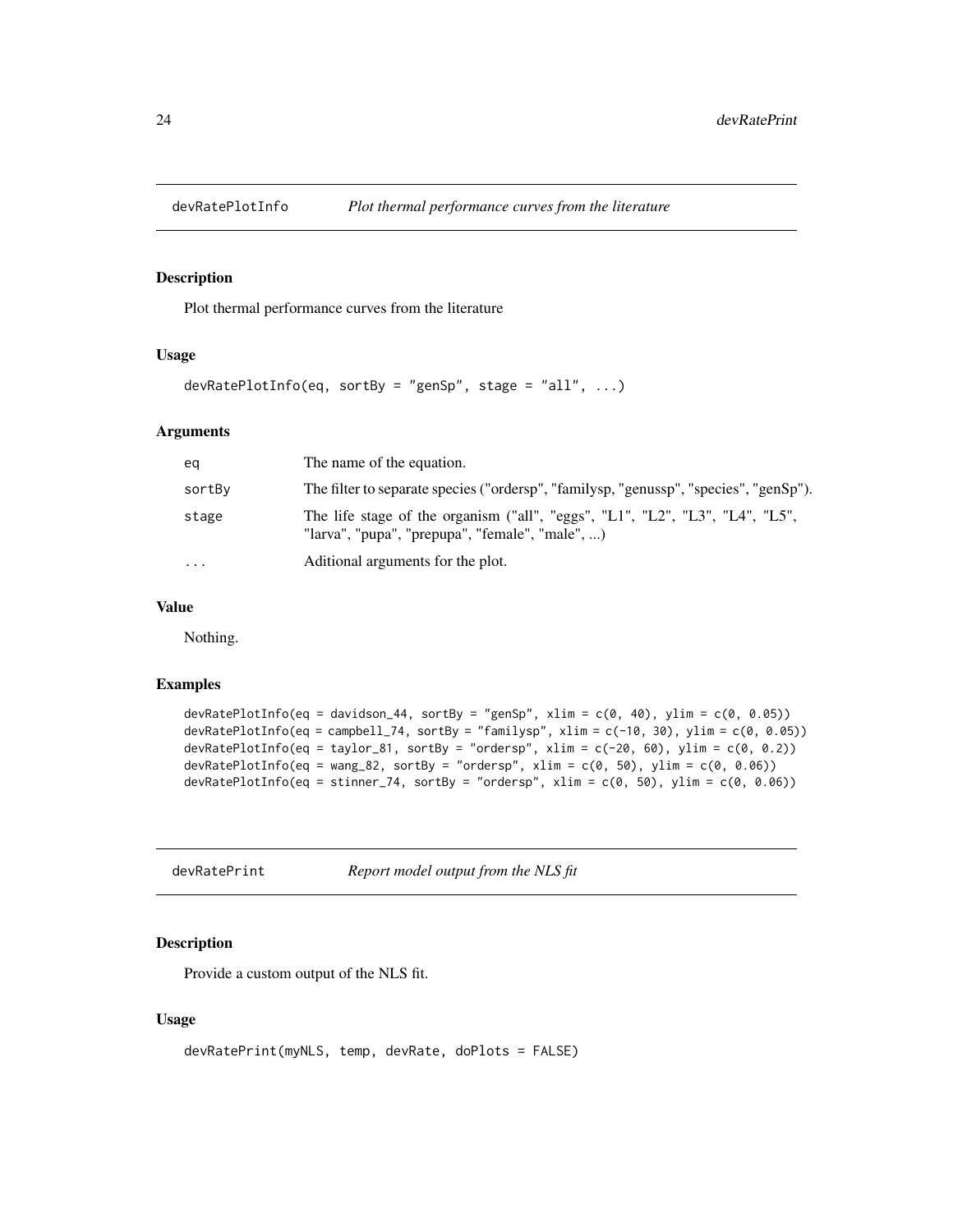## devRatePlotInfo *Plot thermal performance curves from the literature*

### Description

Plot thermal performance curves from the literature

### Usage

```
devRatePlotInfo(eq, sortBy = "genSp", stage = "all", ...)
```

### Arguments

| | |
|---|---|
| eq | The name of the equation. |
| sortBy | The filter to separate species ("ordersp", "familysp, "genussp", "species", "genSp"). |
| stage | The life stage of the organism ("all", "eggs", "L1", "L2", "L3", "L4", "L5", "larva", "pupa", "prepupa", "female", "male", ...) |
| ... | Aditional arguments for the plot. |

### Value

Nothing.

### Examples

```
devRatePlotInfo(eq = davidson_44, sortBy = "genSp", xlim = c(0, 40), ylim = c(0, 0.05))
devRatePlotInfo(eq = campbell_74, sortBy = "familysp", xlim = c(-10, 30), ylim = c(0, 0.05))
devRatePlotInfo(eq = taylor_81, sortBy = "ordersp", xlim = c(-20, 60), ylim = c(0, 0.2))
devRatePlotInfo(eq = wang_82, sortBy = "ordersp", xlim = c(0, 50), ylim = c(0, 0.06))
devRatePlotInfo(eq = stinner_74, sortBy = "ordersp", xlim = c(0, 50), ylim = c(0, 0.06))
```

## devRatePrint *Report model output from the NLS fit*

### Description

Provide a custom output of the NLS fit.

### Usage

```
devRatePrint(myNLS, temp, devRate, doPlots = FALSE)
```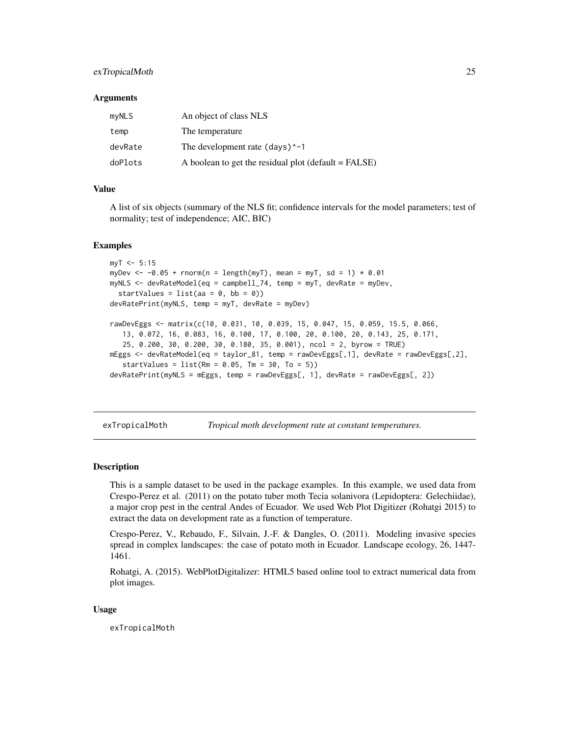### Arguments

| | |
|---|---|
| myNLS | An object of class NLS |
| temp | The temperature |
| devRate | The development rate (days)^-1 |
| doPlots | A boolean to get the residual plot (default = FALSE) |

### Value

A list of six objects (summary of the NLS fit; confidence intervals for the model parameters; test of normality; test of independence; AIC, BIC)

### Examples

```
myT <- 5:15
myDev <- -0.05 + rnorm(n = length(myT), mean = myT, sd = 1) * 0.01
myNLS <- devRateModel(eq = campbell_74, temp = myT, devRate = myDev,
  startValues = list(aa = 0, bb = 0))
devRatePrint(myNLS, temp = myT, devRate = myDev)

rawDevEggs <- matrix(c(10, 0.031, 10, 0.039, 15, 0.047, 15, 0.059, 15.5, 0.066,
   13, 0.072, 16, 0.083, 16, 0.100, 17, 0.100, 20, 0.100, 20, 0.143, 25, 0.171,
   25, 0.200, 30, 0.200, 30, 0.180, 35, 0.001), ncol = 2, byrow = TRUE)
mEggs <- devRateModel(eq = taylor_81, temp = rawDevEggs[,1], devRate = rawDevEggs[,2],
   startValues = list(Rm = 0.05, Tm = 30, To = 5))
devRatePrint(myNLS = mEggs, temp = rawDevEggs[, 1], devRate = rawDevEggs[, 2])
```

## exTropicalMoth *Tropical moth development rate at constant temperatures.*

### Description

This is a sample dataset to be used in the package examples. In this example, we used data from Crespo-Perez et al. (2011) on the potato tuber moth Tecia solanivora (Lepidoptera: Gelechiidae), a major crop pest in the central Andes of Ecuador. We used Web Plot Digitizer (Rohatgi 2015) to extract the data on development rate as a function of temperature.

Crespo-Perez, V., Rebaudo, F., Silvain, J.-F. & Dangles, O. (2011). Modeling invasive species spread in complex landscapes: the case of potato moth in Ecuador. Landscape ecology, 26, 1447-1461.

Rohatgi, A. (2015). WebPlotDigitalizer: HTML5 based online tool to extract numerical data from plot images.

### Usage

```
exTropicalMoth
```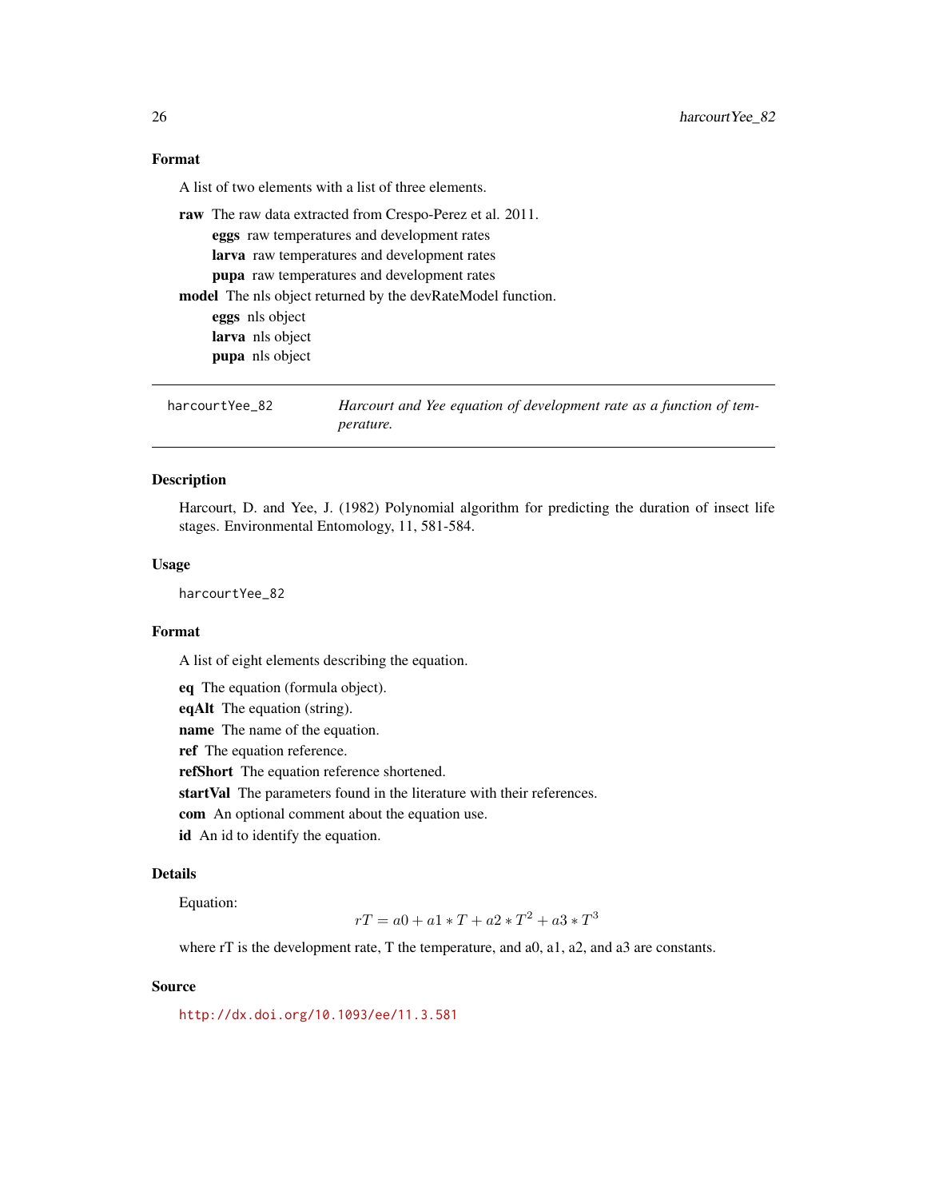### Format

A list of two elements with a list of three elements.

- **raw** The raw data extracted from Crespo-Perez et al. 2011.
  - **eggs** raw temperatures and development rates
  - **larva** raw temperatures and development rates
  - **pupa** raw temperatures and development rates
- **model** The nls object returned by the devRateModel function.
  - **eggs** nls object
  - **larva** nls object
  - **pupa** nls object

---

## harcourtYee_82 — *Harcourt and Yee equation of development rate as a function of temperature.*

---

### Description

Harcourt, D. and Yee, J. (1982) Polynomial algorithm for predicting the duration of insect life stages. Environmental Entomology, 11, 581-584.

### Usage

```
harcourtYee_82
```

### Format

A list of eight elements describing the equation.

- **eq** The equation (formula object).
- **eqAlt** The equation (string).
- **name** The name of the equation.
- **ref** The equation reference.
- **refShort** The equation reference shortened.
- **startVal** The parameters found in the literature with their references.
- **com** An optional comment about the equation use.
- **id** An id to identify the equation.

### Details

Equation:

$$rT = a0 + a1 * T + a2 * T^2 + a3 * T^3$$

where rT is the development rate, T the temperature, and a0, a1, a2, and a3 are constants.

### Source

http://dx.doi.org/10.1093/ee/11.3.581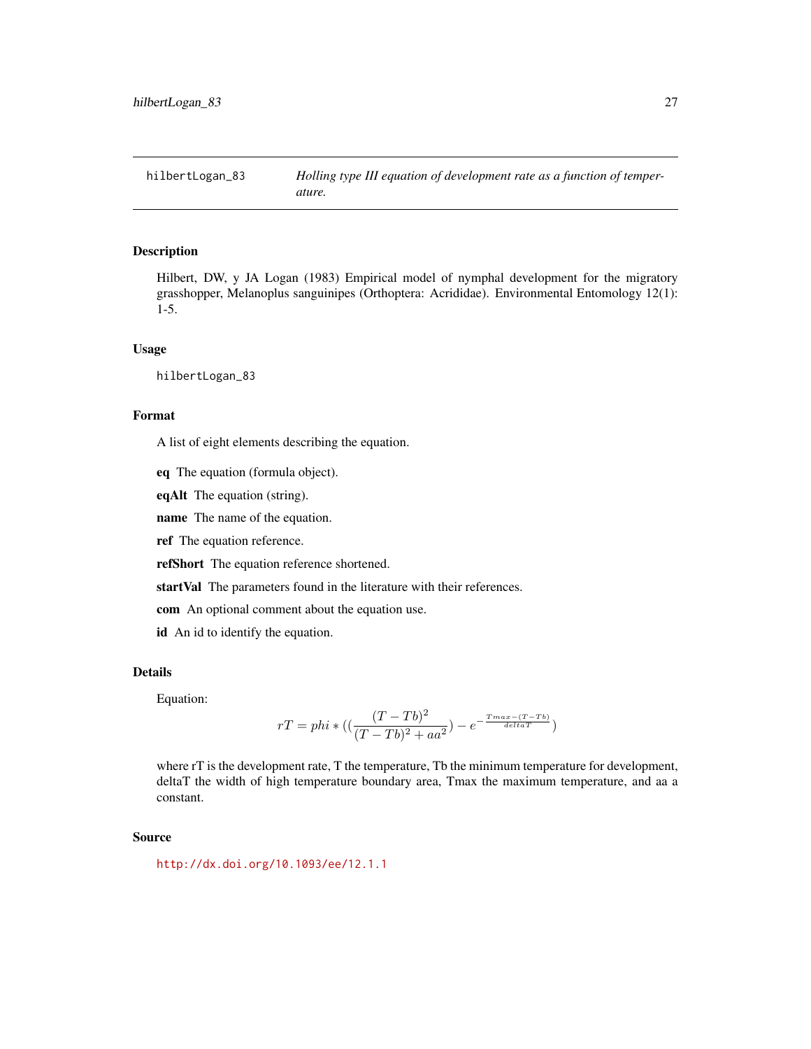hilbertLogan_83 *Holling type III equation of development rate as a function of temperature.*

## Description

Hilbert, DW, y JA Logan (1983) Empirical model of nymphal development for the migratory grasshopper, Melanoplus sanguinipes (Orthoptera: Acrididae). Environmental Entomology 12(1): 1-5.

## Usage

```
hilbertLogan_83
```

## Format

A list of eight elements describing the equation.

**eq** The equation (formula object).

**eqAlt** The equation (string).

**name** The name of the equation.

**ref** The equation reference.

**refShort** The equation reference shortened.

**startVal** The parameters found in the literature with their references.

**com** An optional comment about the equation use.

**id** An id to identify the equation.

## Details

Equation:

$$rT = phi * ((\frac{(T - Tb)^2}{(T - Tb)^2 + aa^2}) - e^{-\frac{Tmax - (T - Tb)}{deltaT}})$$

where rT is the development rate, T the temperature, Tb the minimum temperature for development, deltaT the width of high temperature boundary area, Tmax the maximum temperature, and aa a constant.

## Source

http://dx.doi.org/10.1093/ee/12.1.1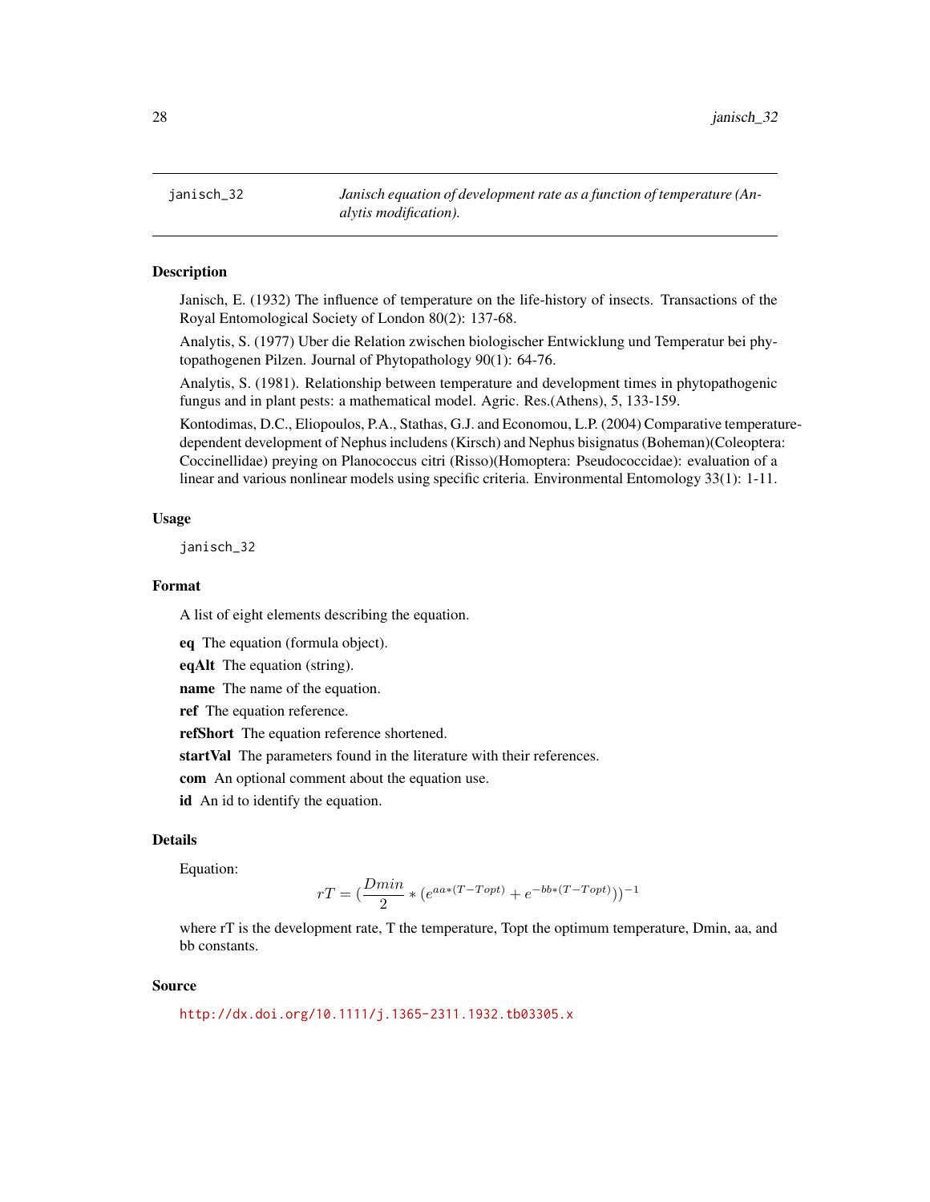## janisch_32 — *Janisch equation of development rate as a function of temperature (Analytis modification).*

### Description

Janisch, E. (1932) The influence of temperature on the life-history of insects. Transactions of the Royal Entomological Society of London 80(2): 137-68.

Analytis, S. (1977) Uber die Relation zwischen biologischer Entwicklung und Temperatur bei phytopathogenen Pilzen. Journal of Phytopathology 90(1): 64-76.

Analytis, S. (1981). Relationship between temperature and development times in phytopathogenic fungus and in plant pests: a mathematical model. Agric. Res.(Athens), 5, 133-159.

Kontodimas, D.C., Eliopoulos, P.A., Stathas, G.J. and Economou, L.P. (2004) Comparative temperature-dependent development of Nephus includens (Kirsch) and Nephus bisignatus (Boheman)(Coleoptera: Coccinellidae) preying on Planococcus citri (Risso)(Homoptera: Pseudococcidae): evaluation of a linear and various nonlinear models using specific criteria. Environmental Entomology 33(1): 1-11.

### Usage

```
janisch_32
```

### Format

A list of eight elements describing the equation.

**eq** The equation (formula object).

**eqAlt** The equation (string).

**name** The name of the equation.

**ref** The equation reference.

**refShort** The equation reference shortened.

**startVal** The parameters found in the literature with their references.

**com** An optional comment about the equation use.

**id** An id to identify the equation.

### Details

Equation:

$$rT = (\frac{Dmin}{2} * (e^{aa*(T-Topt)} + e^{-bb*(T-Topt)}))^{-1}$$

where rT is the development rate, T the temperature, Topt the optimum temperature, Dmin, aa, and bb constants.

### Source

http://dx.doi.org/10.1111/j.1365-2311.1932.tb03305.x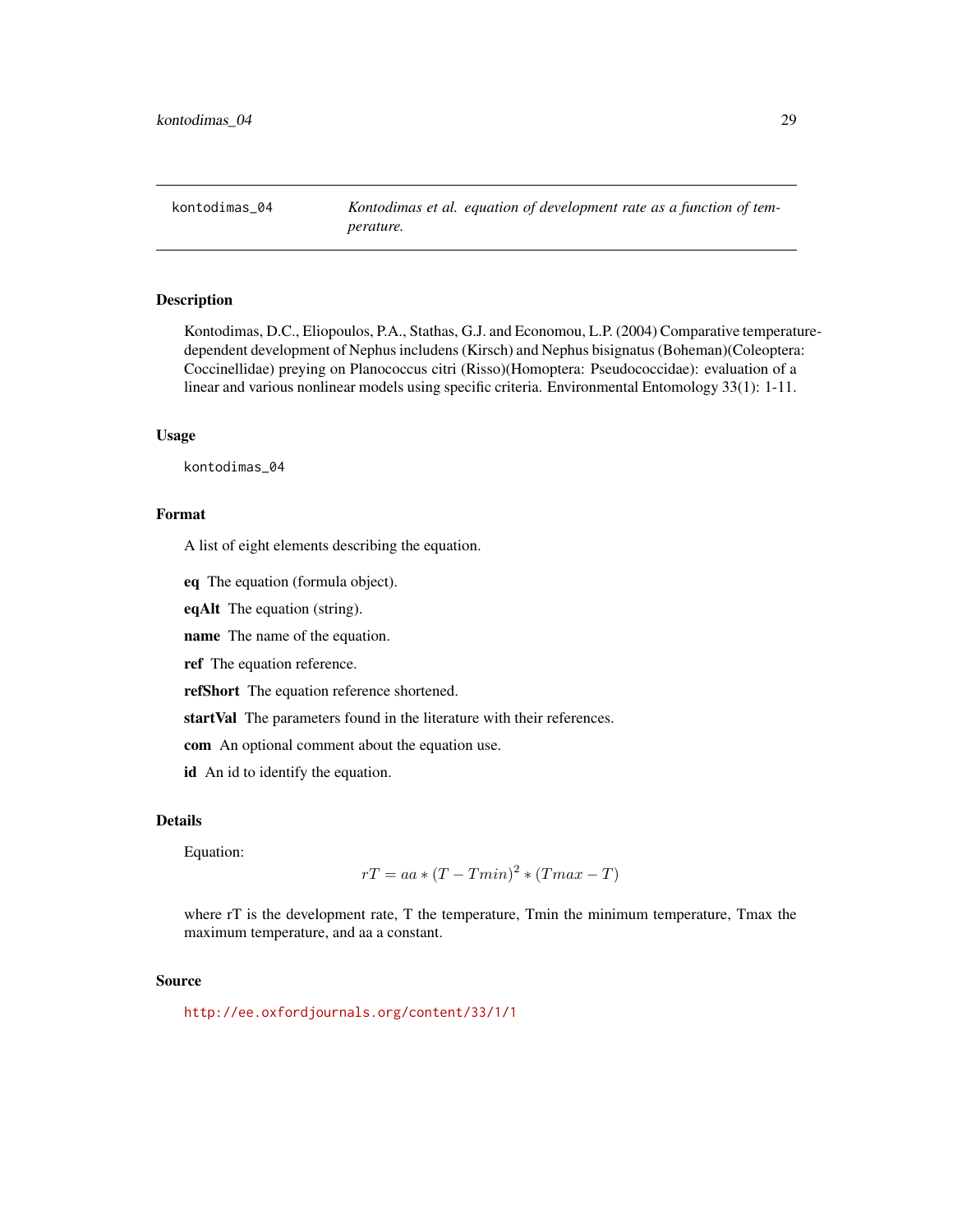| kontodimas_04 | *Kontodimas et al. equation of development rate as a function of temperature.* |
|---|---|

## Description

Kontodimas, D.C., Eliopoulos, P.A., Stathas, G.J. and Economou, L.P. (2004) Comparative temperature-dependent development of Nephus includens (Kirsch) and Nephus bisignatus (Boheman)(Coleoptera: Coccinellidae) preying on Planococcus citri (Risso)(Homoptera: Pseudococcidae): evaluation of a linear and various nonlinear models using specific criteria. Environmental Entomology 33(1): 1-11.

## Usage

```
kontodimas_04
```

## Format

A list of eight elements describing the equation.

**eq** The equation (formula object).

**eqAlt** The equation (string).

**name** The name of the equation.

**ref** The equation reference.

**refShort** The equation reference shortened.

**startVal** The parameters found in the literature with their references.

**com** An optional comment about the equation use.

**id** An id to identify the equation.

## Details

Equation:

$$rT = aa * (T - Tmin)^2 * (Tmax - T)$$

where rT is the development rate, T the temperature, Tmin the minimum temperature, Tmax the maximum temperature, and aa a constant.

## Source

http://ee.oxfordjournals.org/content/33/1/1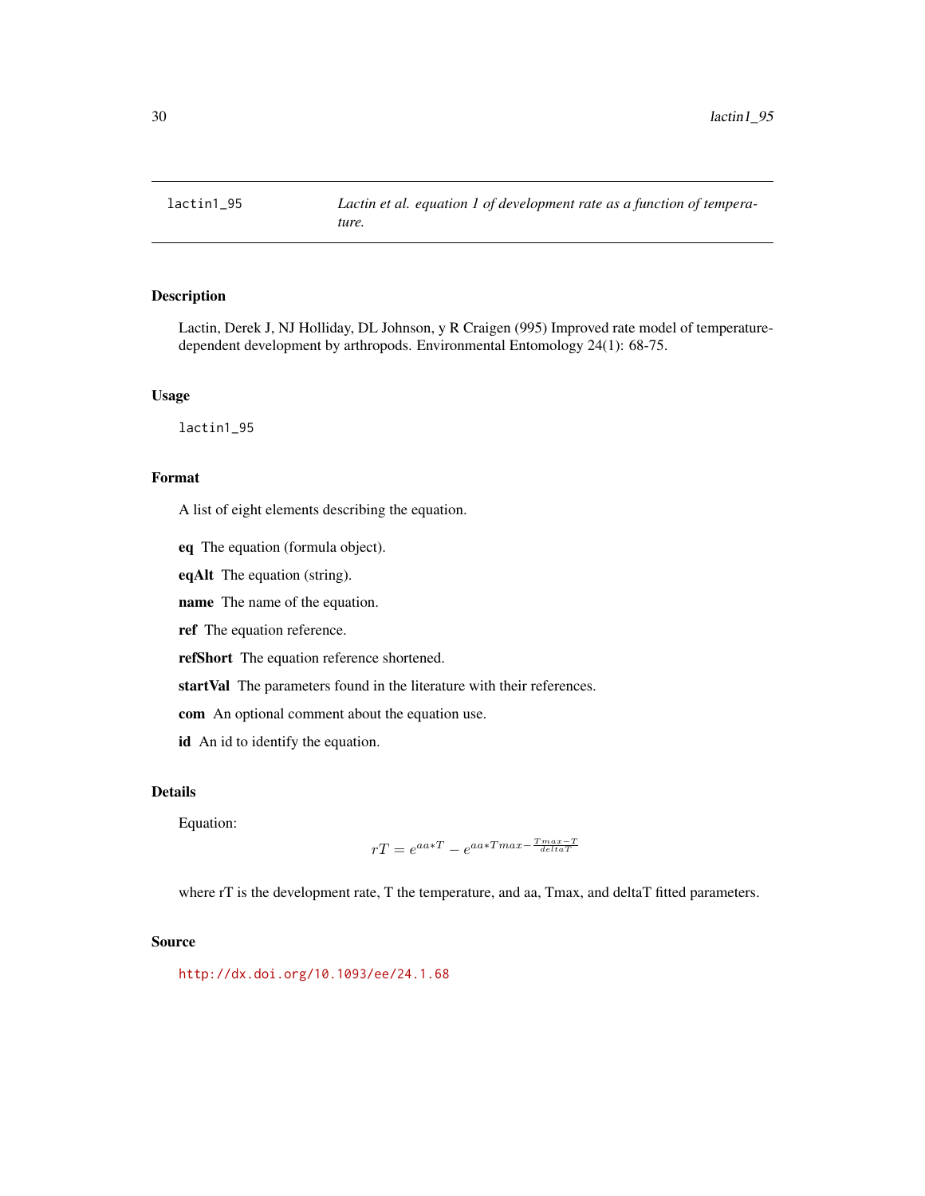`lactin1_95` *Lactin et al. equation 1 of development rate as a function of temperature.*

## Description

Lactin, Derek J, NJ Holliday, DL Johnson, y R Craigen (995) Improved rate model of temperature-dependent development by arthropods. Environmental Entomology 24(1): 68-75.

## Usage

```
lactin1_95
```

## Format

A list of eight elements describing the equation.

**eq** The equation (formula object).

**eqAlt** The equation (string).

**name** The name of the equation.

**ref** The equation reference.

**refShort** The equation reference shortened.

**startVal** The parameters found in the literature with their references.

**com** An optional comment about the equation use.

**id** An id to identify the equation.

## Details

Equation:

$$rT = e^{aa*T} - e^{aa*Tmax - \frac{Tmax - T}{deltaT}}$$

where rT is the development rate, T the temperature, and aa, Tmax, and deltaT fitted parameters.

## Source

http://dx.doi.org/10.1093/ee/24.1.68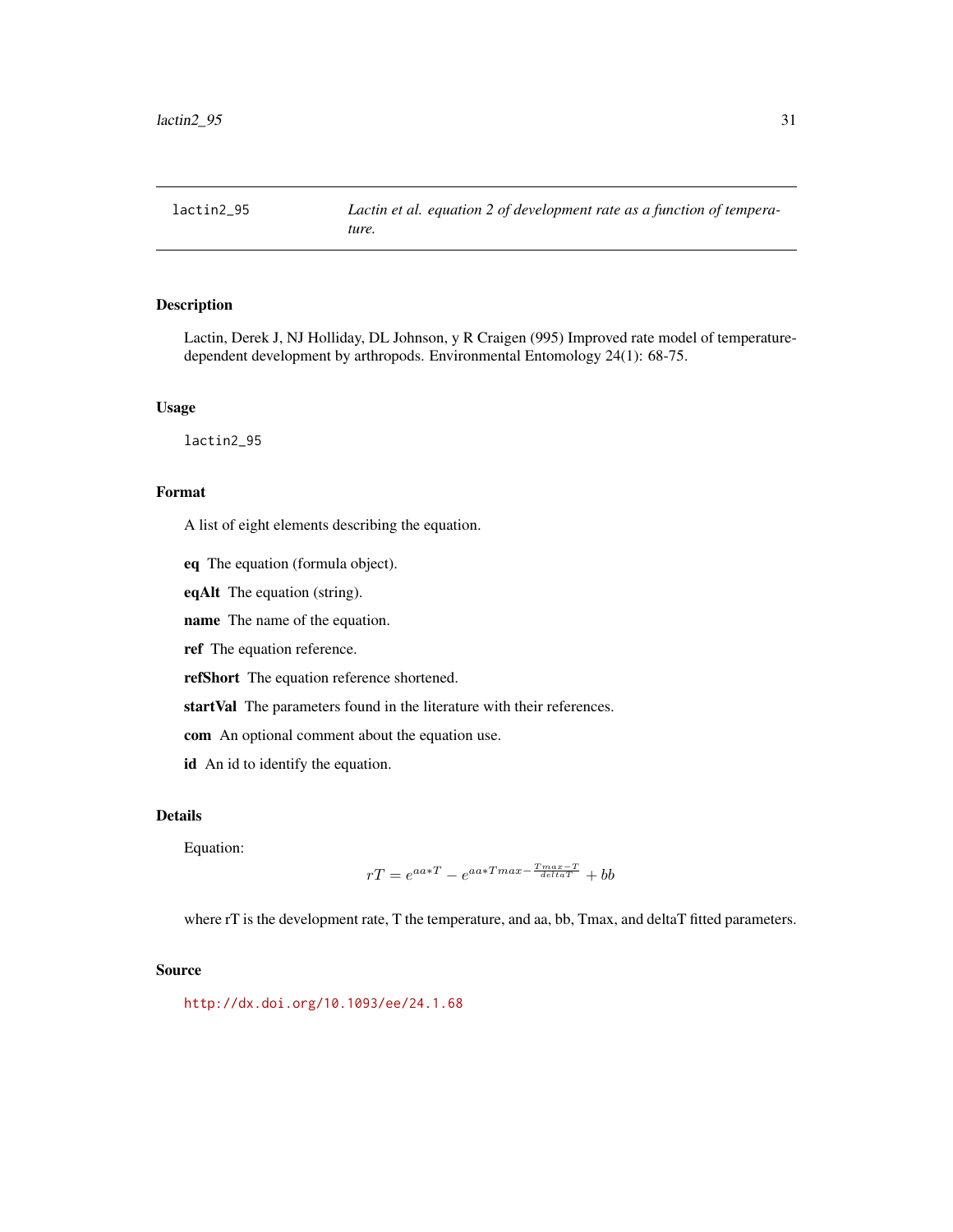| lactin2_95 | *Lactin et al. equation 2 of development rate as a function of temperature.* |
|---|---|

## Description

Lactin, Derek J, NJ Holliday, DL Johnson, y R Craigen (995) Improved rate model of temperature-dependent development by arthropods. Environmental Entomology 24(1): 68-75.

## Usage

```
lactin2_95
```

## Format

A list of eight elements describing the equation.

**eq** The equation (formula object).

**eqAlt** The equation (string).

**name** The name of the equation.

**ref** The equation reference.

**refShort** The equation reference shortened.

**startVal** The parameters found in the literature with their references.

**com** An optional comment about the equation use.

**id** An id to identify the equation.

## Details

Equation:

$$rT = e^{aa*T} - e^{aa*Tmax - \frac{Tmax - T}{deltaT}} + bb$$

where rT is the development rate, T the temperature, and aa, bb, Tmax, and deltaT fitted parameters.

## Source

http://dx.doi.org/10.1093/ee/24.1.68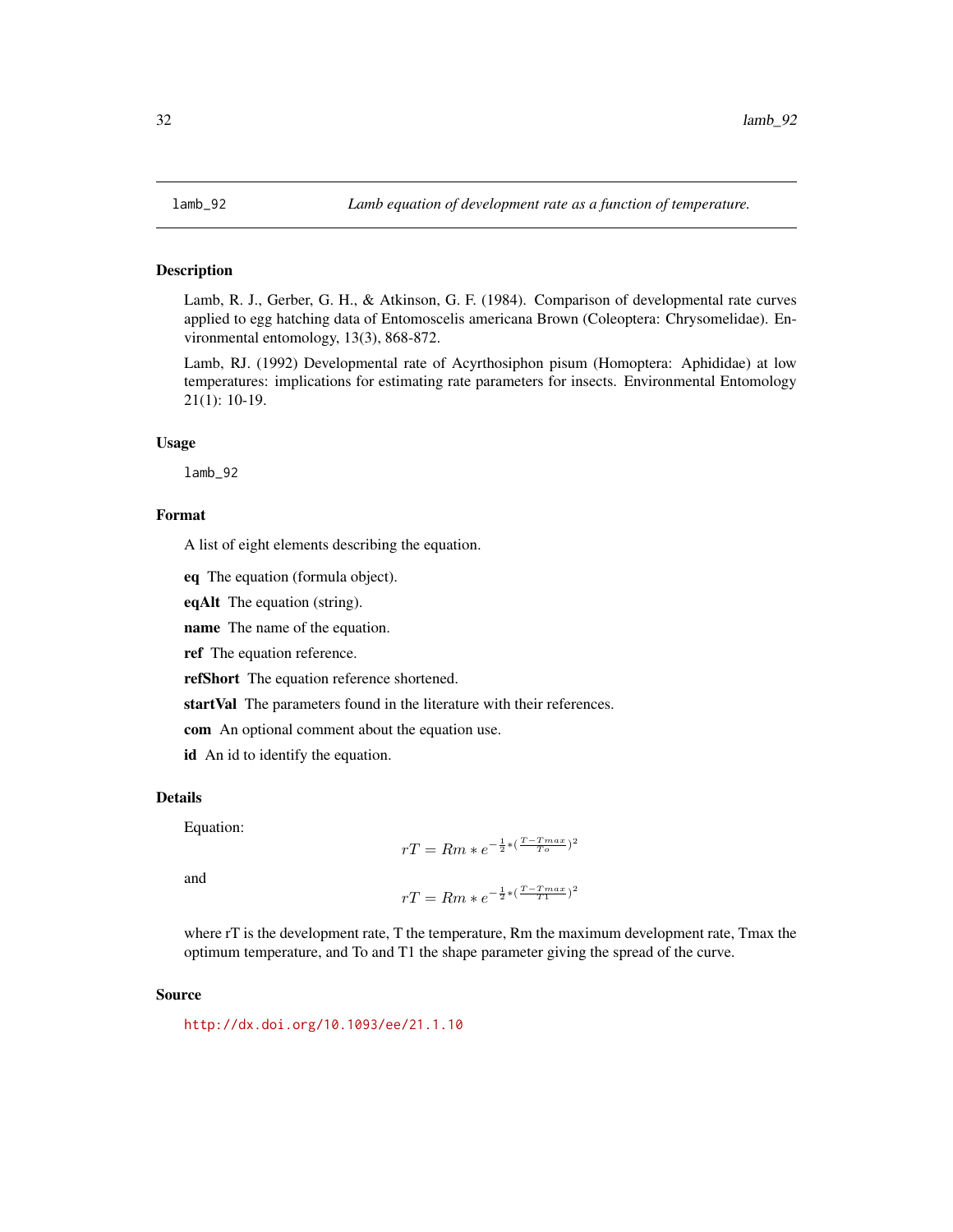`lamb_92` *Lamb equation of development rate as a function of temperature.*

### Description

Lamb, R. J., Gerber, G. H., & Atkinson, G. F. (1984). Comparison of developmental rate curves applied to egg hatching data of Entomoscelis americana Brown (Coleoptera: Chrysomelidae). Environmental entomology, 13(3), 868-872.

Lamb, RJ. (1992) Developmental rate of Acyrthosiphon pisum (Homoptera: Aphididae) at low temperatures: implications for estimating rate parameters for insects. Environmental Entomology 21(1): 10-19.

### Usage

```
lamb_92
```

### Format

A list of eight elements describing the equation.

**eq** The equation (formula object).

**eqAlt** The equation (string).

**name** The name of the equation.

**ref** The equation reference.

**refShort** The equation reference shortened.

**startVal** The parameters found in the literature with their references.

**com** An optional comment about the equation use.

**id** An id to identify the equation.

### Details

Equation:

$$rT = Rm * e^{-\frac{1}{2}*(\frac{T-Tmax}{To})^2}$$

and

$$rT = Rm * e^{-\frac{1}{2}*(\frac{T-Tmax}{T1})^2}$$

where rT is the development rate, T the temperature, Rm the maximum development rate, Tmax the optimum temperature, and To and T1 the shape parameter giving the spread of the curve.

### Source

http://dx.doi.org/10.1093/ee/21.1.10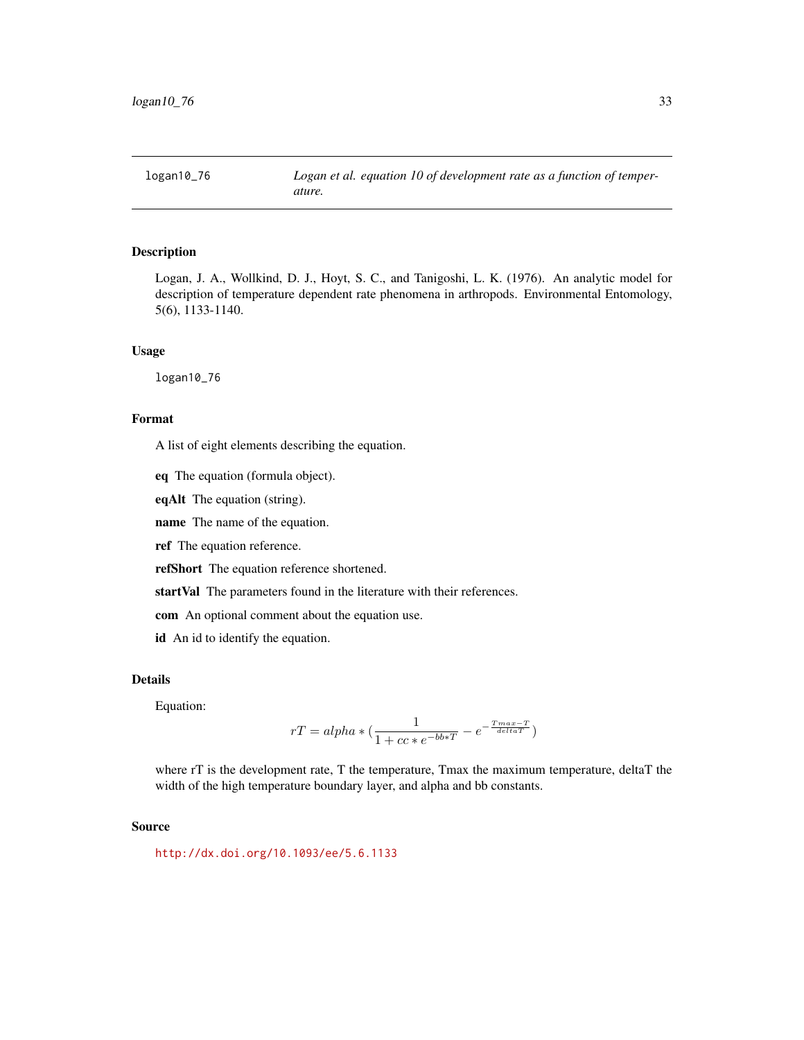# logan10_76 — *Logan et al. equation 10 of development rate as a function of temperature.*

## Description

Logan, J. A., Wollkind, D. J., Hoyt, S. C., and Tanigoshi, L. K. (1976). An analytic model for description of temperature dependent rate phenomena in arthropods. Environmental Entomology, 5(6), 1133-1140.

## Usage

```
logan10_76
```

## Format

A list of eight elements describing the equation.

**eq** The equation (formula object).

**eqAlt** The equation (string).

**name** The name of the equation.

**ref** The equation reference.

**refShort** The equation reference shortened.

**startVal** The parameters found in the literature with their references.

**com** An optional comment about the equation use.

**id** An id to identify the equation.

## Details

Equation:

$$rT = alpha * (\frac{1}{1 + cc * e^{-bb*T}} - e^{-\frac{Tmax - T}{deltaT}})$$

where rT is the development rate, T the temperature, Tmax the maximum temperature, deltaT the width of the high temperature boundary layer, and alpha and bb constants.

## Source

http://dx.doi.org/10.1093/ee/5.6.1133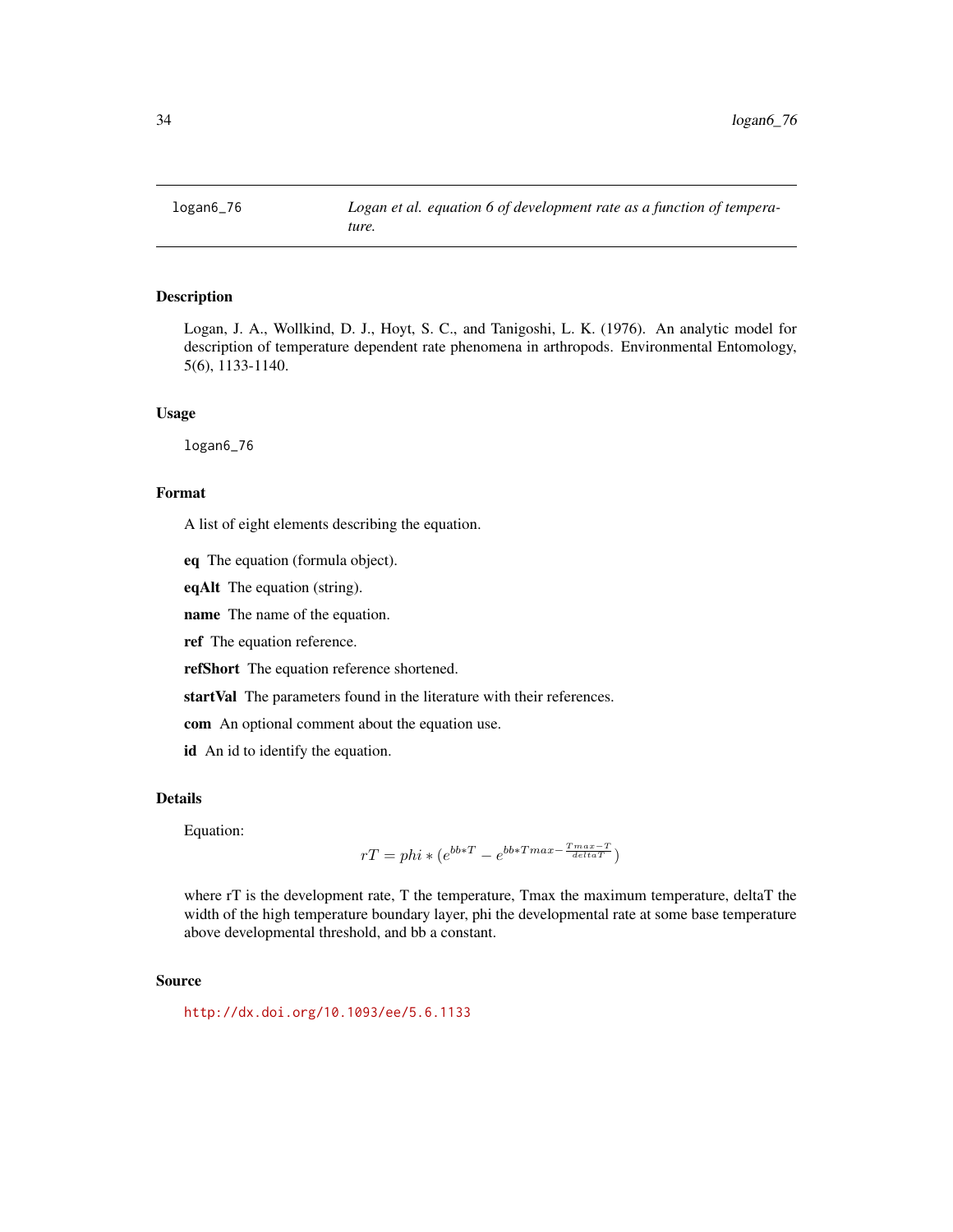logan6_76 — *Logan et al. equation 6 of development rate as a function of temperature.*

## Description

Logan, J. A., Wollkind, D. J., Hoyt, S. C., and Tanigoshi, L. K. (1976). An analytic model for description of temperature dependent rate phenomena in arthropods. Environmental Entomology, 5(6), 1133-1140.

## Usage

```
logan6_76
```

## Format

A list of eight elements describing the equation.

**eq** The equation (formula object).

**eqAlt** The equation (string).

**name** The name of the equation.

**ref** The equation reference.

**refShort** The equation reference shortened.

**startVal** The parameters found in the literature with their references.

**com** An optional comment about the equation use.

**id** An id to identify the equation.

## Details

Equation:

$$rT = phi * (e^{bb*T} - e^{bb*Tmax - \frac{Tmax-T}{deltaT}})$$

where rT is the development rate, T the temperature, Tmax the maximum temperature, deltaT the width of the high temperature boundary layer, phi the developmental rate at some base temperature above developmental threshold, and bb a constant.

## Source

http://dx.doi.org/10.1093/ee/5.6.1133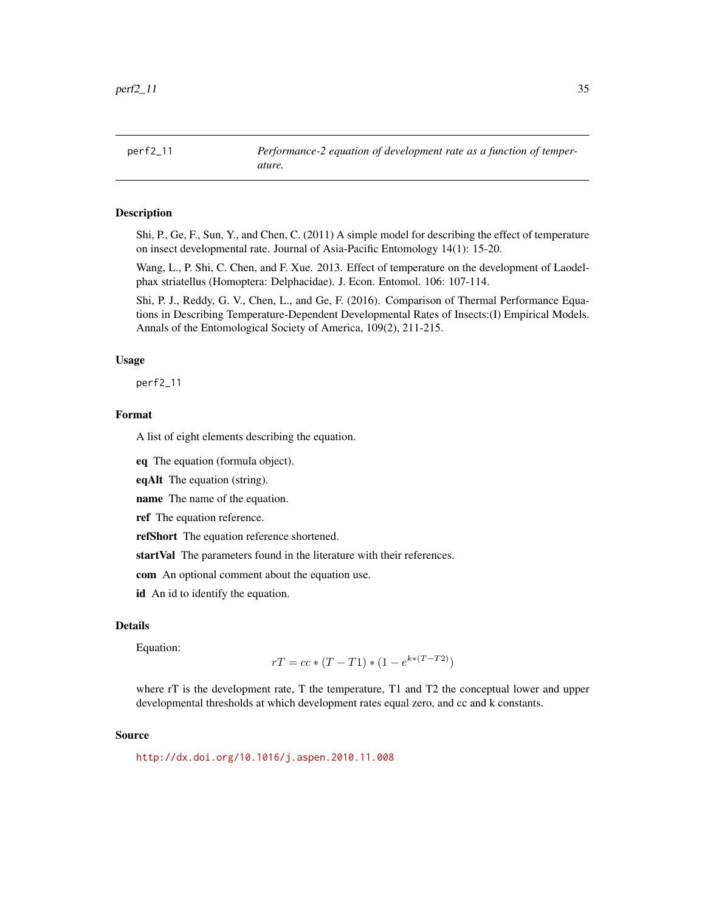`perf2_11` *Performance-2 equation of development rate as a function of temperature.*

## Description

Shi, P., Ge, F., Sun, Y., and Chen, C. (2011) A simple model for describing the effect of temperature on insect developmental rate. Journal of Asia-Pacific Entomology 14(1): 15-20.

Wang, L., P. Shi, C. Chen, and F. Xue. 2013. Effect of temperature on the development of Laodelphax striatellus (Homoptera: Delphacidae). J. Econ. Entomol. 106: 107-114.

Shi, P. J., Reddy, G. V., Chen, L., and Ge, F. (2016). Comparison of Thermal Performance Equations in Describing Temperature-Dependent Developmental Rates of Insects:(I) Empirical Models. Annals of the Entomological Society of America, 109(2), 211-215.

## Usage

```
perf2_11
```

## Format

A list of eight elements describing the equation.

**eq** The equation (formula object).

**eqAlt** The equation (string).

**name** The name of the equation.

**ref** The equation reference.

**refShort** The equation reference shortened.

**startVal** The parameters found in the literature with their references.

**com** An optional comment about the equation use.

**id** An id to identify the equation.

## Details

Equation:

$$rT = cc * (T - T1) * (1 - e^{k*(T - T2)})$$

where rT is the development rate, T the temperature, T1 and T2 the conceptual lower and upper developmental thresholds at which development rates equal zero, and cc and k constants.

## Source

http://dx.doi.org/10.1016/j.aspen.2010.11.008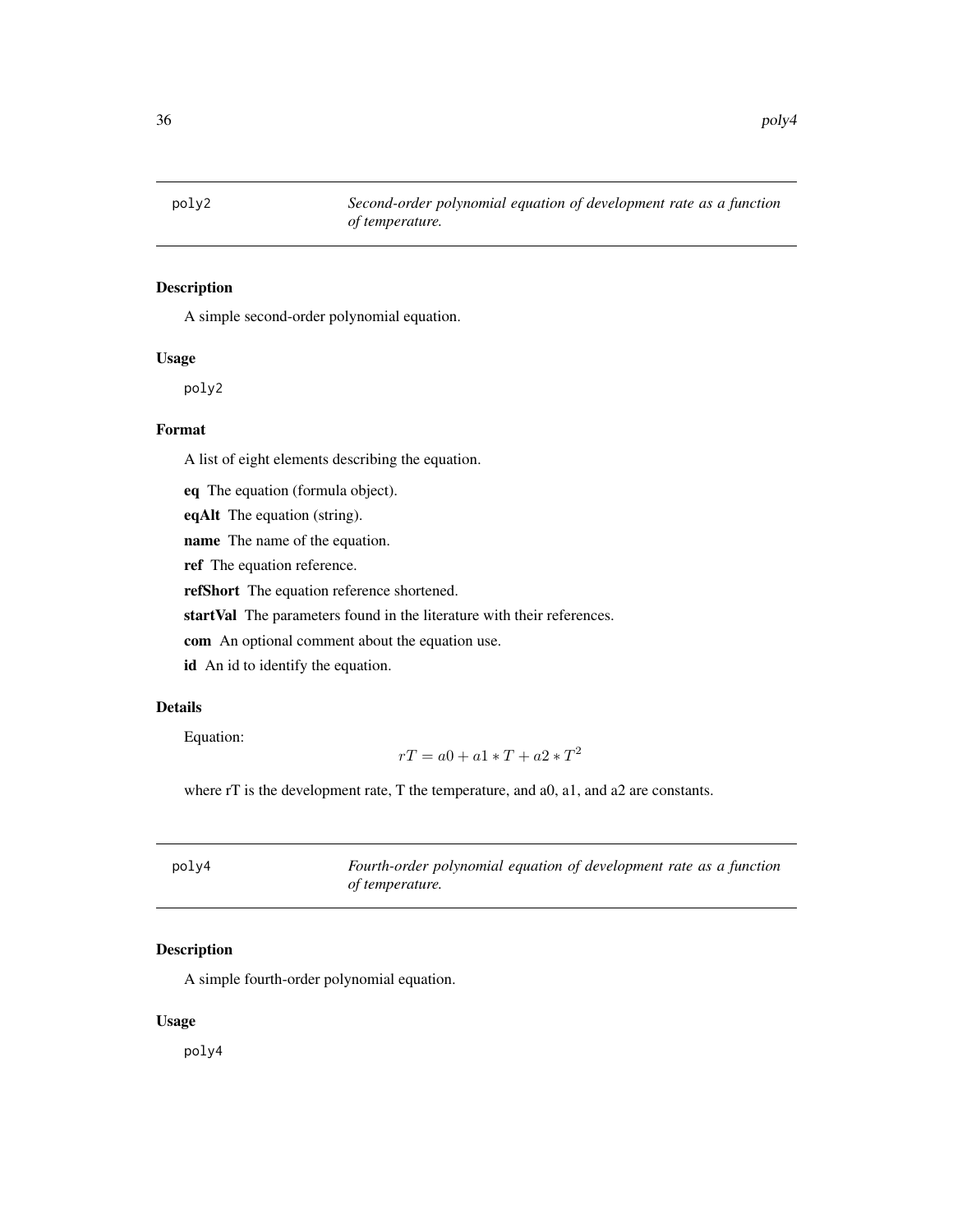## poly2 — *Second-order polynomial equation of development rate as a function of temperature.*

### Description

A simple second-order polynomial equation.

### Usage

```
poly2
```

### Format

A list of eight elements describing the equation.

**eq** The equation (formula object).

**eqAlt** The equation (string).

**name** The name of the equation.

**ref** The equation reference.

**refShort** The equation reference shortened.

**startVal** The parameters found in the literature with their references.

**com** An optional comment about the equation use.

**id** An id to identify the equation.

### Details

Equation:

$$rT = a0 + a1 * T + a2 * T^2$$

where rT is the development rate, T the temperature, and a0, a1, and a2 are constants.

## poly4 — *Fourth-order polynomial equation of development rate as a function of temperature.*

### Description

A simple fourth-order polynomial equation.

### Usage

```
poly4
```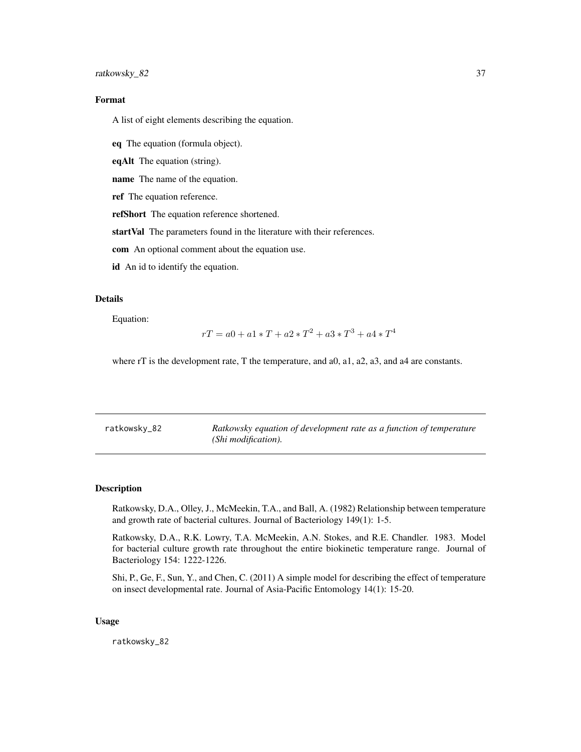## Format

A list of eight elements describing the equation.

**eq** The equation (formula object).

**eqAlt** The equation (string).

**name** The name of the equation.

**ref** The equation reference.

**refShort** The equation reference shortened.

**startVal** The parameters found in the literature with their references.

**com** An optional comment about the equation use.

**id** An id to identify the equation.

## Details

Equation:

$$rT = a0 + a1 * T + a2 * T^2 + a3 * T^3 + a4 * T^4$$

where rT is the development rate, T the temperature, and a0, a1, a2, a3, and a4 are constants.

---

# ratkowsky_82 — *Ratkowsky equation of development rate as a function of temperature (Shi modification).*

---

## Description

Ratkowsky, D.A., Olley, J., McMeekin, T.A., and Ball, A. (1982) Relationship between temperature and growth rate of bacterial cultures. Journal of Bacteriology 149(1): 1-5.

Ratkowsky, D.A., R.K. Lowry, T.A. McMeekin, A.N. Stokes, and R.E. Chandler. 1983. Model for bacterial culture growth rate throughout the entire biokinetic temperature range. Journal of Bacteriology 154: 1222-1226.

Shi, P., Ge, F., Sun, Y., and Chen, C. (2011) A simple model for describing the effect of temperature on insect developmental rate. Journal of Asia-Pacific Entomology 14(1): 15-20.

## Usage

```
ratkowsky_82
```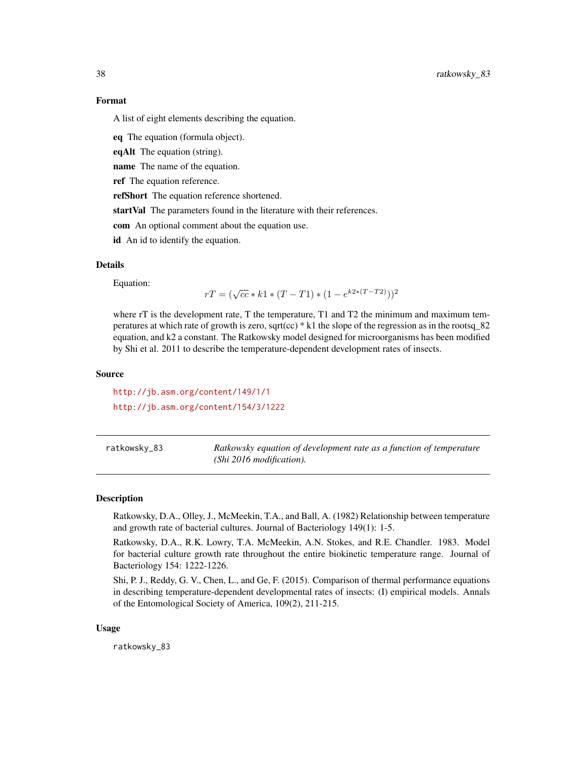### Format

A list of eight elements describing the equation.

**eq** The equation (formula object).

**eqAlt** The equation (string).

**name** The name of the equation.

**ref** The equation reference.

**refShort** The equation reference shortened.

**startVal** The parameters found in the literature with their references.

**com** An optional comment about the equation use.

**id** An id to identify the equation.

### Details

Equation:

$$rT = (\sqrt{cc} * k1 * (T - T1) * (1 - e^{k2*(T-T2)}))^2$$

where rT is the development rate, T the temperature, T1 and T2 the minimum and maximum temperatures at which rate of growth is zero, sqrt(cc) * k1 the slope of the regression as in the rootsq_82 equation, and k2 a constant. The Ratkowsky model designed for microorganisms has been modified by Shi et al. 2011 to describe the temperature-dependent development rates of insects.

### Source

http://jb.asm.org/content/149/1/1

http://jb.asm.org/content/154/3/1222

---

## ratkowsky_83 — *Ratkowsky equation of development rate as a function of temperature (Shi 2016 modification).*

### Description

Ratkowsky, D.A., Olley, J., McMeekin, T.A., and Ball, A. (1982) Relationship between temperature and growth rate of bacterial cultures. Journal of Bacteriology 149(1): 1-5.

Ratkowsky, D.A., R.K. Lowry, T.A. McMeekin, A.N. Stokes, and R.E. Chandler. 1983. Model for bacterial culture growth rate throughout the entire biokinetic temperature range. Journal of Bacteriology 154: 1222-1226.

Shi, P. J., Reddy, G. V., Chen, L., and Ge, F. (2015). Comparison of thermal performance equations in describing temperature-dependent developmental rates of insects: (I) empirical models. Annals of the Entomological Society of America, 109(2), 211-215.

### Usage

```
ratkowsky_83
```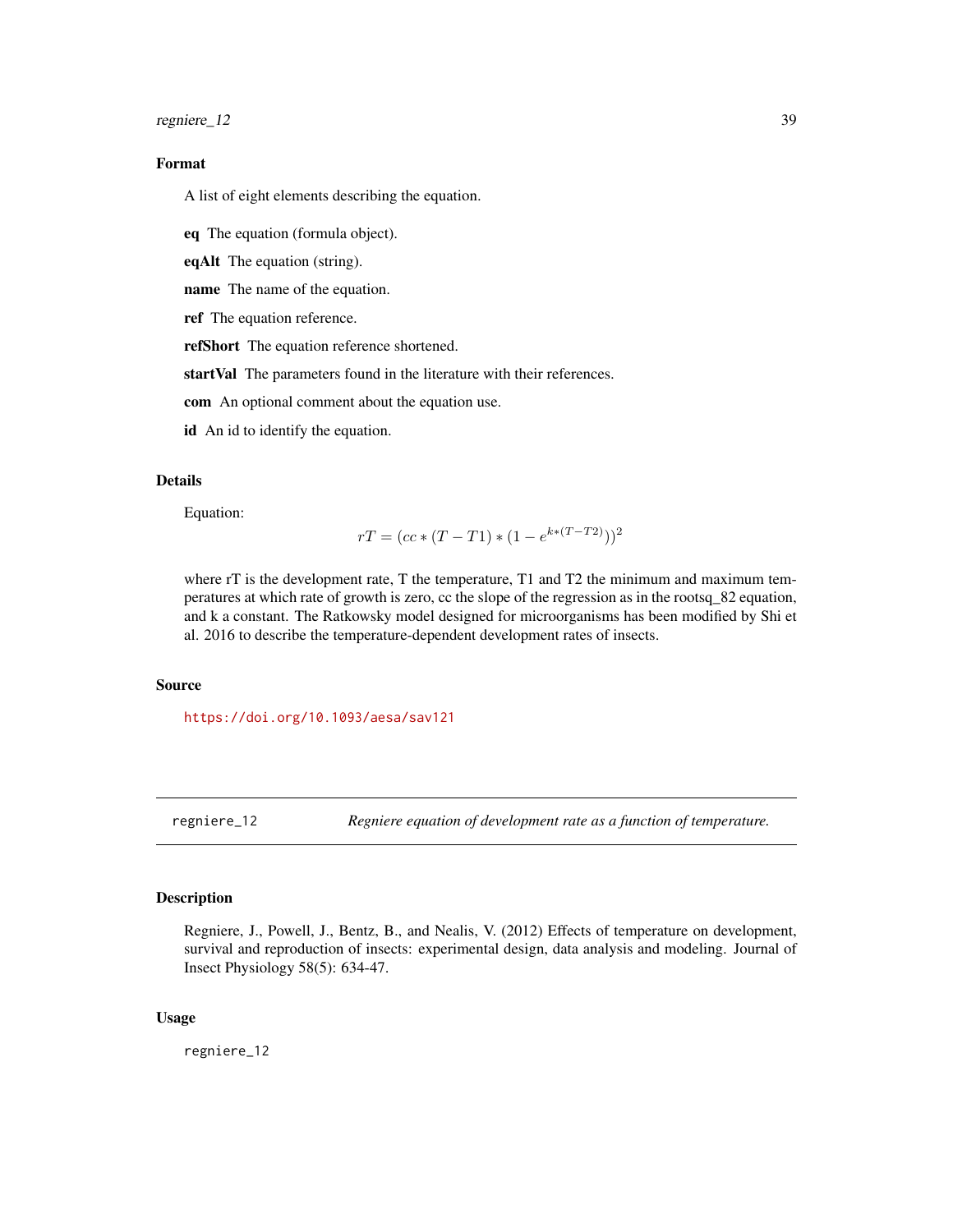### Format

A list of eight elements describing the equation.

**eq** The equation (formula object).

**eqAlt** The equation (string).

**name** The name of the equation.

**ref** The equation reference.

**refShort** The equation reference shortened.

**startVal** The parameters found in the literature with their references.

**com** An optional comment about the equation use.

**id** An id to identify the equation.

### Details

Equation:

$$rT = (cc * (T - T1) * (1 - e^{k*(T - T2)}))^2$$

where rT is the development rate, T the temperature, T1 and T2 the minimum and maximum temperatures at which rate of growth is zero, cc the slope of the regression as in the rootsq_82 equation, and k a constant. The Ratkowsky model designed for microorganisms has been modified by Shi et al. 2016 to describe the temperature-dependent development rates of insects.

### Source

https://doi.org/10.1093/aesa/sav121

---

## regniere_12 — *Regniere equation of development rate as a function of temperature.*

### Description

Regniere, J., Powell, J., Bentz, B., and Nealis, V. (2012) Effects of temperature on development, survival and reproduction of insects: experimental design, data analysis and modeling. Journal of Insect Physiology 58(5): 634-47.

### Usage

```
regniere_12
```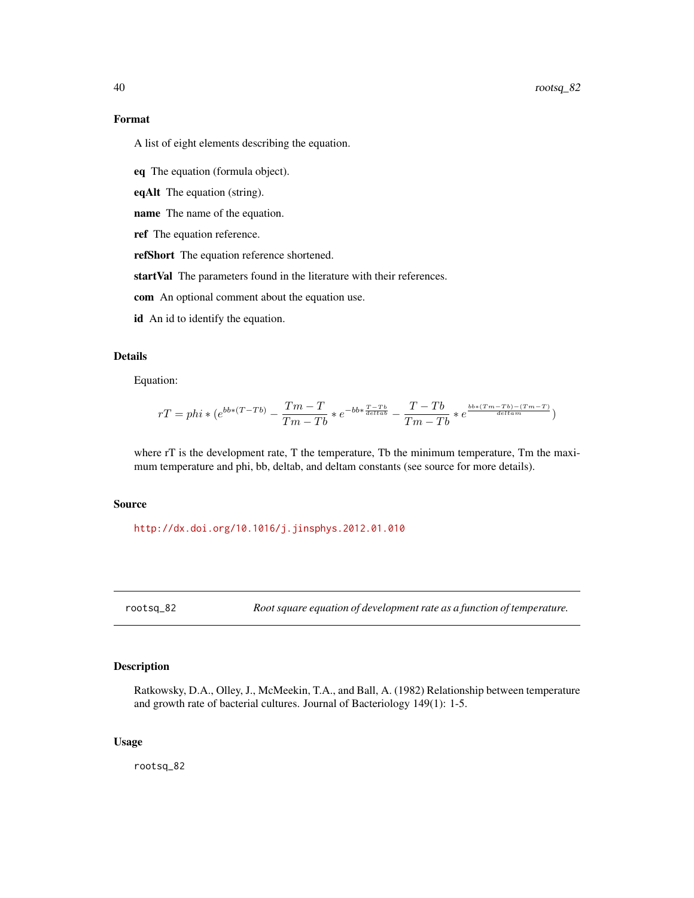## Format

A list of eight elements describing the equation.

**eq** The equation (formula object).

**eqAlt** The equation (string).

**name** The name of the equation.

**ref** The equation reference.

**refShort** The equation reference shortened.

**startVal** The parameters found in the literature with their references.

**com** An optional comment about the equation use.

**id** An id to identify the equation.

## Details

Equation:

$$rT = phi * (e^{bb*(T-Tb)} - \frac{Tm - T}{Tm - Tb} * e^{-bb*\frac{T-Tb}{deltab}} - \frac{T - Tb}{Tm - Tb} * e^{\frac{bb*(Tm-Tb)-(Tm-T)}{deltam}})$$

where rT is the development rate, T the temperature, Tb the minimum temperature, Tm the maximum temperature and phi, bb, deltab, and deltam constants (see source for more details).

## Source

http://dx.doi.org/10.1016/j.jinsphys.2012.01.010

---

# rootsq_82 — *Root square equation of development rate as a function of temperature.*

## Description

Ratkowsky, D.A., Olley, J., McMeekin, T.A., and Ball, A. (1982) Relationship between temperature and growth rate of bacterial cultures. Journal of Bacteriology 149(1): 1-5.

## Usage

```
rootsq_82
```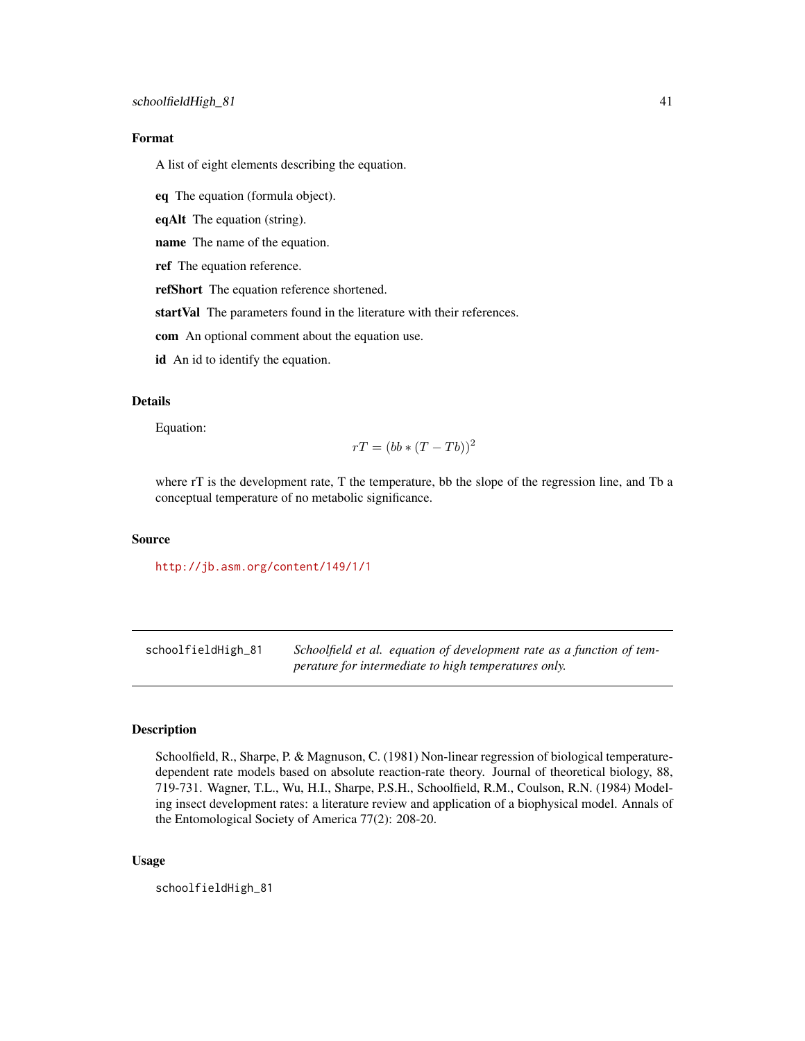### Format

A list of eight elements describing the equation.

**eq** The equation (formula object).

**eqAlt** The equation (string).

**name** The name of the equation.

**ref** The equation reference.

**refShort** The equation reference shortened.

**startVal** The parameters found in the literature with their references.

**com** An optional comment about the equation use.

**id** An id to identify the equation.

### Details

Equation:

$$rT = (bb * (T - Tb))^2$$

where rT is the development rate, T the temperature, bb the slope of the regression line, and Tb a conceptual temperature of no metabolic significance.

### Source

http://jb.asm.org/content/149/1/1

---

## schoolfieldHigh_81 — *Schoolfield et al. equation of development rate as a function of temperature for intermediate to high temperatures only.*

---

### Description

Schoolfield, R., Sharpe, P. & Magnuson, C. (1981) Non-linear regression of biological temperature-dependent rate models based on absolute reaction-rate theory. Journal of theoretical biology, 88, 719-731. Wagner, T.L., Wu, H.I., Sharpe, P.S.H., Schoolfield, R.M., Coulson, R.N. (1984) Modeling insect development rates: a literature review and application of a biophysical model. Annals of the Entomological Society of America 77(2): 208-20.

### Usage

```
schoolfieldHigh_81
```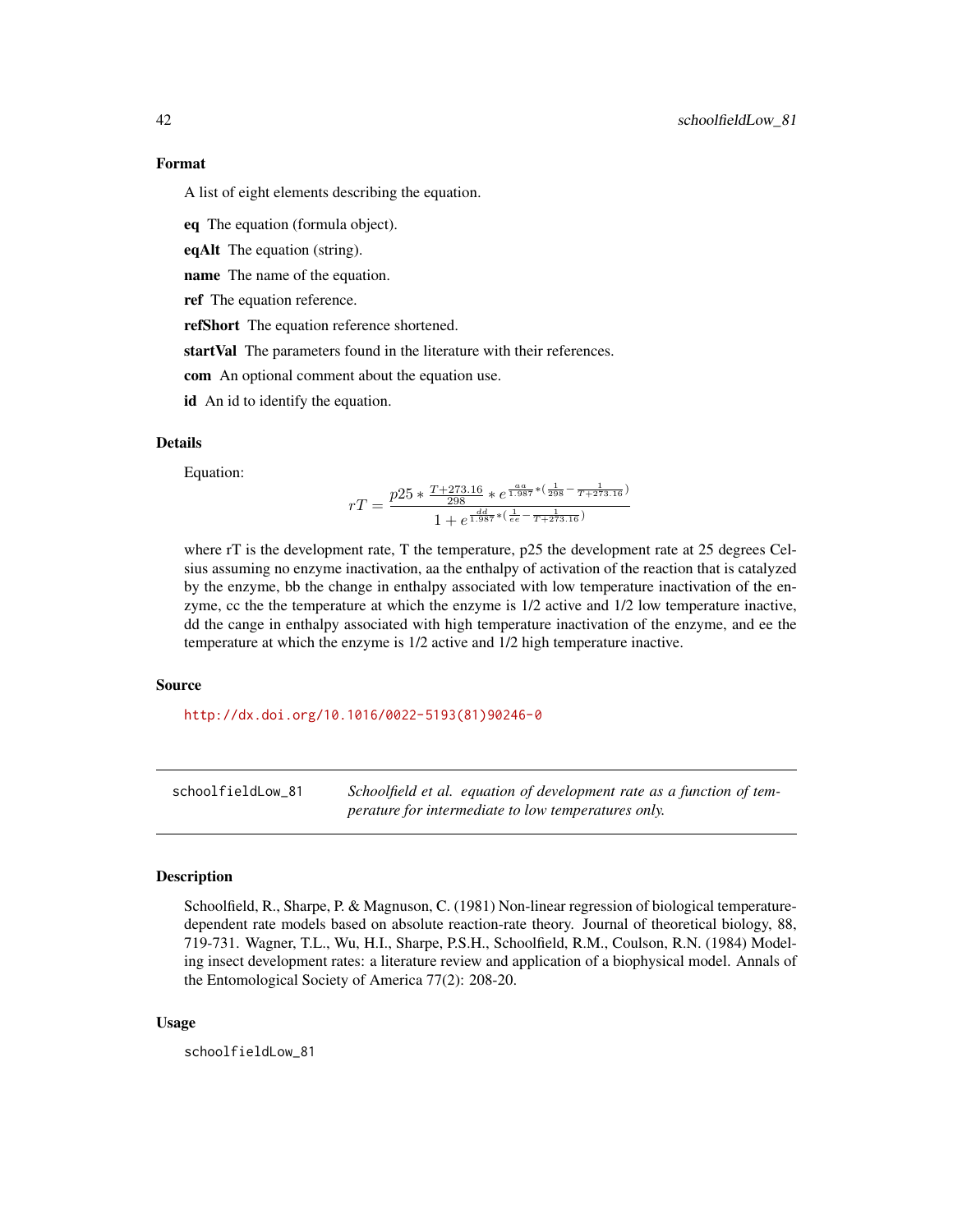### Format

A list of eight elements describing the equation.

**eq** The equation (formula object).

**eqAlt** The equation (string).

**name** The name of the equation.

**ref** The equation reference.

**refShort** The equation reference shortened.

**startVal** The parameters found in the literature with their references.

**com** An optional comment about the equation use.

**id** An id to identify the equation.

### Details

Equation:

$$rT = \frac{p25 * \frac{T+273.16}{298} * e^{\frac{aa}{1.987}*(\frac{1}{298} - \frac{1}{T+273.16})}}{1 + e^{\frac{dd}{1.987}*(\frac{1}{ee} - \frac{1}{T+273.16})}}$$

where rT is the development rate, T the temperature, p25 the development rate at 25 degrees Celsius assuming no enzyme inactivation, aa the enthalpy of activation of the reaction that is catalyzed by the enzyme, bb the change in enthalpy associated with low temperature inactivation of the enzyme, cc the the temperature at which the enzyme is 1/2 active and 1/2 low temperature inactive, dd the cange in enthalpy associated with high temperature inactivation of the enzyme, and ee the temperature at which the enzyme is 1/2 active and 1/2 high temperature inactive.

### Source

http://dx.doi.org/10.1016/0022-5193(81)90246-0

---

## schoolfieldLow_81 — *Schoolfield et al. equation of development rate as a function of temperature for intermediate to low temperatures only.*

### Description

Schoolfield, R., Sharpe, P. & Magnuson, C. (1981) Non-linear regression of biological temperature-dependent rate models based on absolute reaction-rate theory. Journal of theoretical biology, 88, 719-731. Wagner, T.L., Wu, H.I., Sharpe, P.S.H., Schoolfield, R.M., Coulson, R.N. (1984) Modeling insect development rates: a literature review and application of a biophysical model. Annals of the Entomological Society of America 77(2): 208-20.

### Usage

```
schoolfieldLow_81
```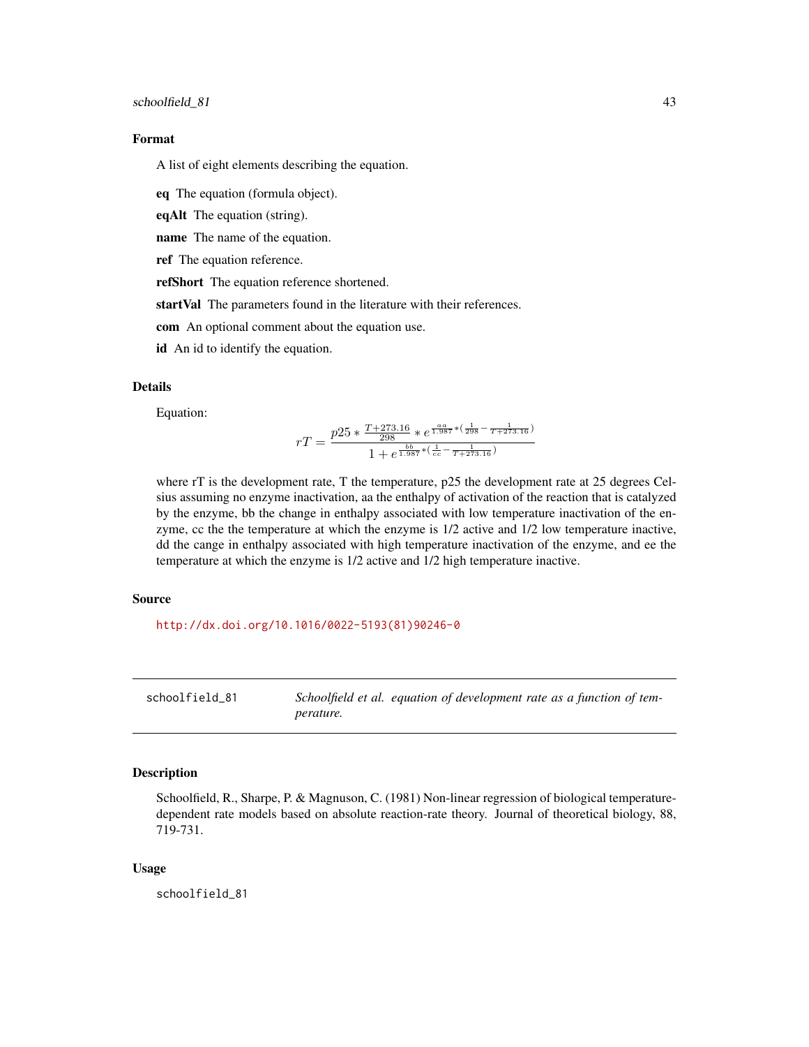## Format

A list of eight elements describing the equation.

**eq** The equation (formula object).

**eqAlt** The equation (string).

**name** The name of the equation.

**ref** The equation reference.

**refShort** The equation reference shortened.

**startVal** The parameters found in the literature with their references.

**com** An optional comment about the equation use.

**id** An id to identify the equation.

## Details

Equation:

$$rT = \frac{p25 * \frac{T+273.16}{298} * e^{\frac{aa}{1.987}*(\frac{1}{298}-\frac{1}{T+273.16})}}{1 + e^{\frac{bb}{1.987}*(\frac{1}{cc}-\frac{1}{T+273.16})}}$$

where rT is the development rate, T the temperature, p25 the development rate at 25 degrees Celsius assuming no enzyme inactivation, aa the enthalpy of activation of the reaction that is catalyzed by the enzyme, bb the change in enthalpy associated with low temperature inactivation of the enzyme, cc the the temperature at which the enzyme is 1/2 active and 1/2 low temperature inactive, dd the cange in enthalpy associated with high temperature inactivation of the enzyme, and ee the temperature at which the enzyme is 1/2 active and 1/2 high temperature inactive.

## Source

http://dx.doi.org/10.1016/0022-5193(81)90246-0

---

`schoolfield_81` *Schoolfield et al. equation of development rate as a function of temperature.*

---

## Description

Schoolfield, R., Sharpe, P. & Magnuson, C. (1981) Non-linear regression of biological temperature-dependent rate models based on absolute reaction-rate theory. Journal of theoretical biology, 88, 719-731.

## Usage

```
schoolfield_81
```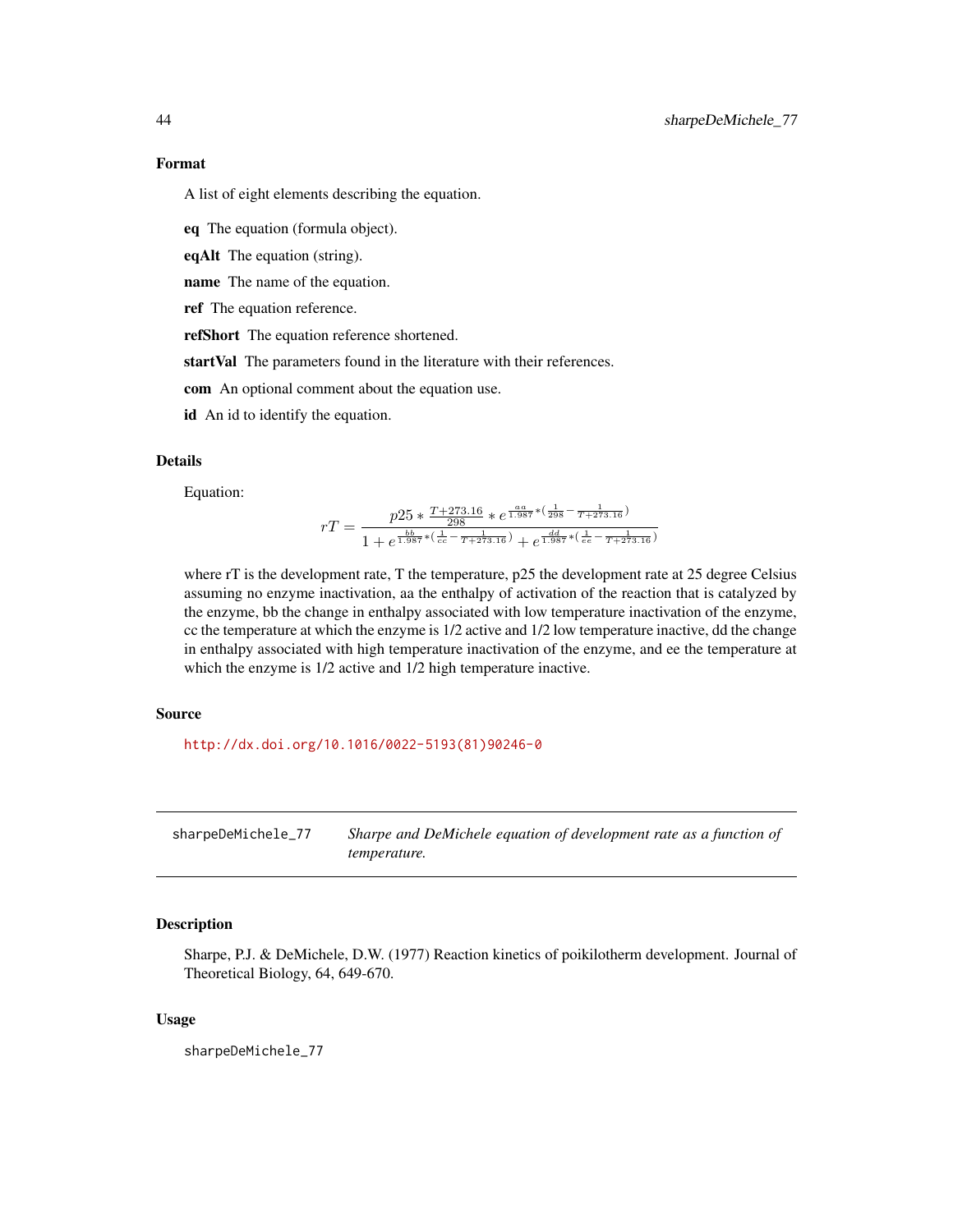## Format

A list of eight elements describing the equation.

**eq** The equation (formula object).

**eqAlt** The equation (string).

**name** The name of the equation.

**ref** The equation reference.

**refShort** The equation reference shortened.

**startVal** The parameters found in the literature with their references.

**com** An optional comment about the equation use.

**id** An id to identify the equation.

## Details

Equation:

$$rT = \frac{p25 * \frac{T+273.16}{298} * e^{\frac{aa}{1.987}*(\frac{1}{298} - \frac{1}{T+273.16})}}{1 + e^{\frac{bb}{1.987}*(\frac{1}{cc} - \frac{1}{T+273.16})} + e^{\frac{dd}{1.987}*(\frac{1}{ee} - \frac{1}{T+273.16})}}$$

where rT is the development rate, T the temperature, p25 the development rate at 25 degree Celsius assuming no enzyme inactivation, aa the enthalpy of activation of the reaction that is catalyzed by the enzyme, bb the change in enthalpy associated with low temperature inactivation of the enzyme, cc the temperature at which the enzyme is 1/2 active and 1/2 low temperature inactive, dd the change in enthalpy associated with high temperature inactivation of the enzyme, and ee the temperature at which the enzyme is 1/2 active and 1/2 high temperature inactive.

## Source

http://dx.doi.org/10.1016/0022-5193(81)90246-0

---

# sharpeDeMichele_77 *Sharpe and DeMichele equation of development rate as a function of temperature.*

## Description

Sharpe, P.J. & DeMichele, D.W. (1977) Reaction kinetics of poikilotherm development. Journal of Theoretical Biology, 64, 649-670.

## Usage

```
sharpeDeMichele_77
```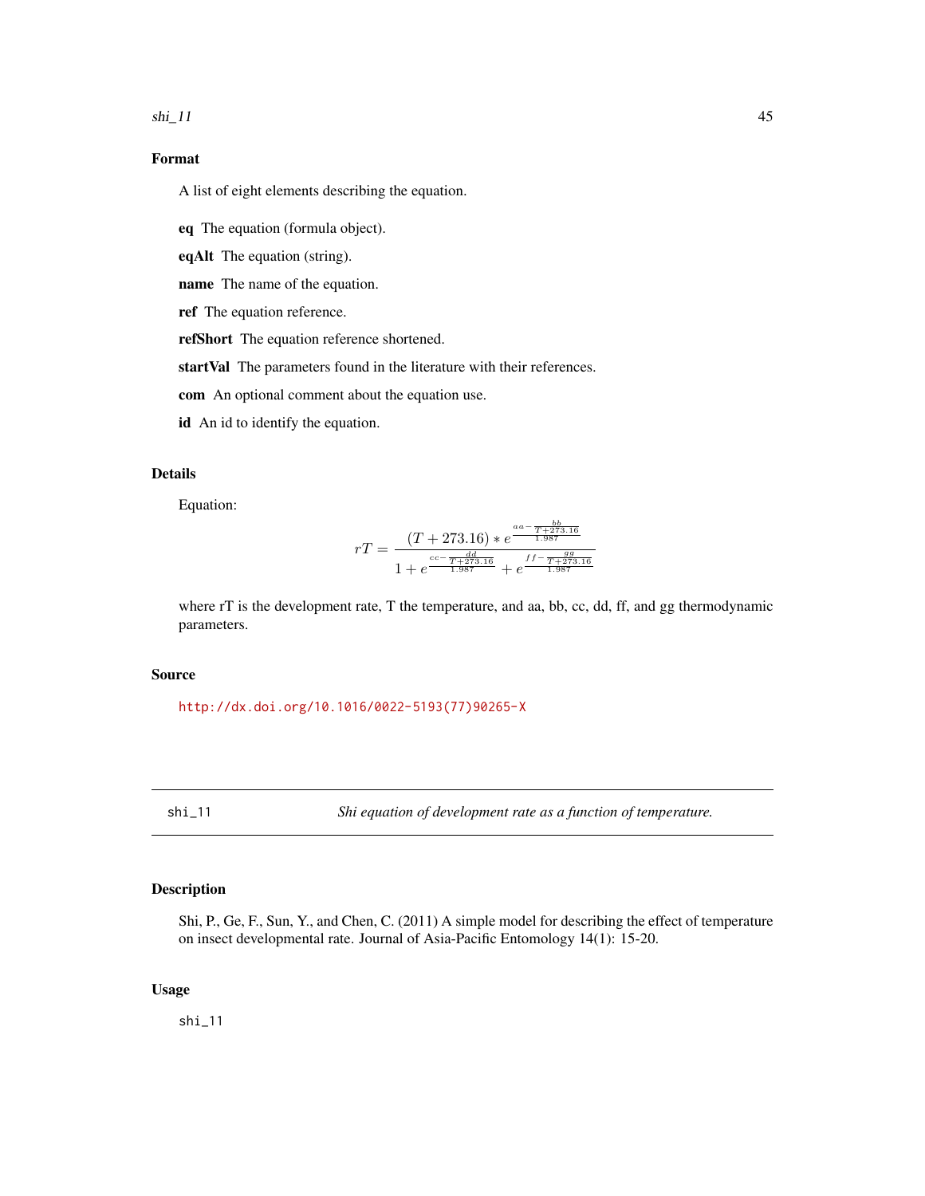## Format

A list of eight elements describing the equation.

**eq** The equation (formula object).

**eqAlt** The equation (string).

**name** The name of the equation.

**ref** The equation reference.

**refShort** The equation reference shortened.

**startVal** The parameters found in the literature with their references.

**com** An optional comment about the equation use.

**id** An id to identify the equation.

## Details

Equation:

$$rT = \frac{(T + 273.16) * e^{\frac{aa - \frac{bb}{T+273.16}}{1.987}}}{1 + e^{\frac{cc - \frac{dd}{T+273.16}}{1.987}} + e^{\frac{ff - \frac{gg}{T+273.16}}{1.987}}}$$

where rT is the development rate, T the temperature, and aa, bb, cc, dd, ff, and gg thermodynamic parameters.

## Source

http://dx.doi.org/10.1016/0022-5193(77)90265-X

---

# shi_11 *Shi equation of development rate as a function of temperature.*

## Description

Shi, P., Ge, F., Sun, Y., and Chen, C. (2011) A simple model for describing the effect of temperature on insect developmental rate. Journal of Asia-Pacific Entomology 14(1): 15-20.

## Usage

```
shi_11
```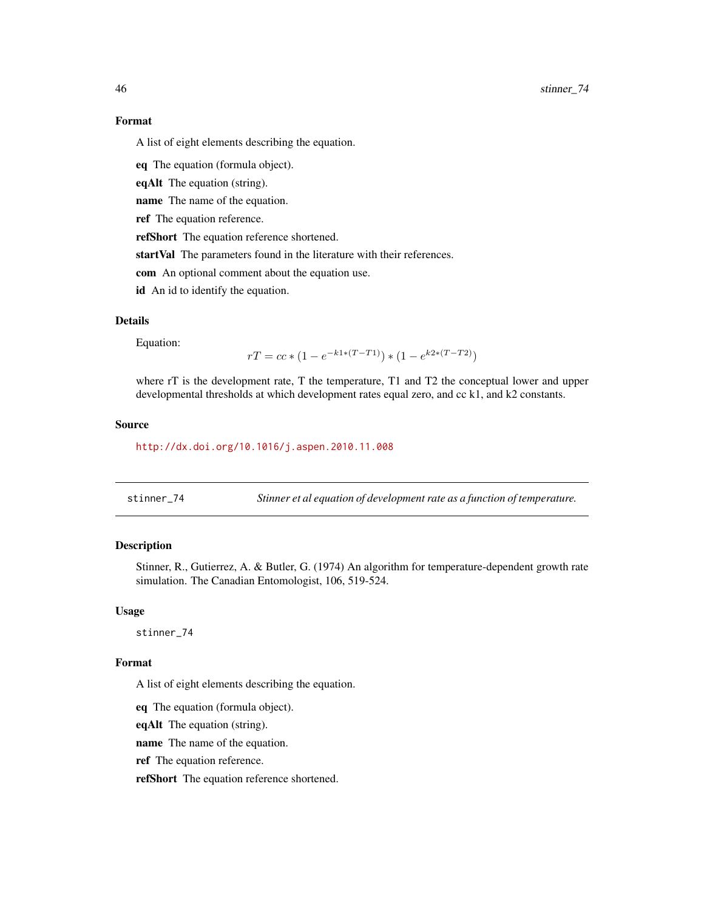## Format

A list of eight elements describing the equation.

**eq** The equation (formula object).

**eqAlt** The equation (string).

**name** The name of the equation.

**ref** The equation reference.

**refShort** The equation reference shortened.

**startVal** The parameters found in the literature with their references.

**com** An optional comment about the equation use.

**id** An id to identify the equation.

## Details

Equation:

$$rT = cc * (1 - e^{-k1*(T-T1)}) * (1 - e^{k2*(T-T2)})$$

where rT is the development rate, T the temperature, T1 and T2 the conceptual lower and upper developmental thresholds at which development rates equal zero, and cc k1, and k2 constants.

## Source

http://dx.doi.org/10.1016/j.aspen.2010.11.008

---

# stinner_74 — *Stinner et al equation of development rate as a function of temperature.*

## Description

Stinner, R., Gutierrez, A. & Butler, G. (1974) An algorithm for temperature-dependent growth rate simulation. The Canadian Entomologist, 106, 519-524.

## Usage

```
stinner_74
```

## Format

A list of eight elements describing the equation.

**eq** The equation (formula object).

**eqAlt** The equation (string).

**name** The name of the equation.

**ref** The equation reference.

**refShort** The equation reference shortened.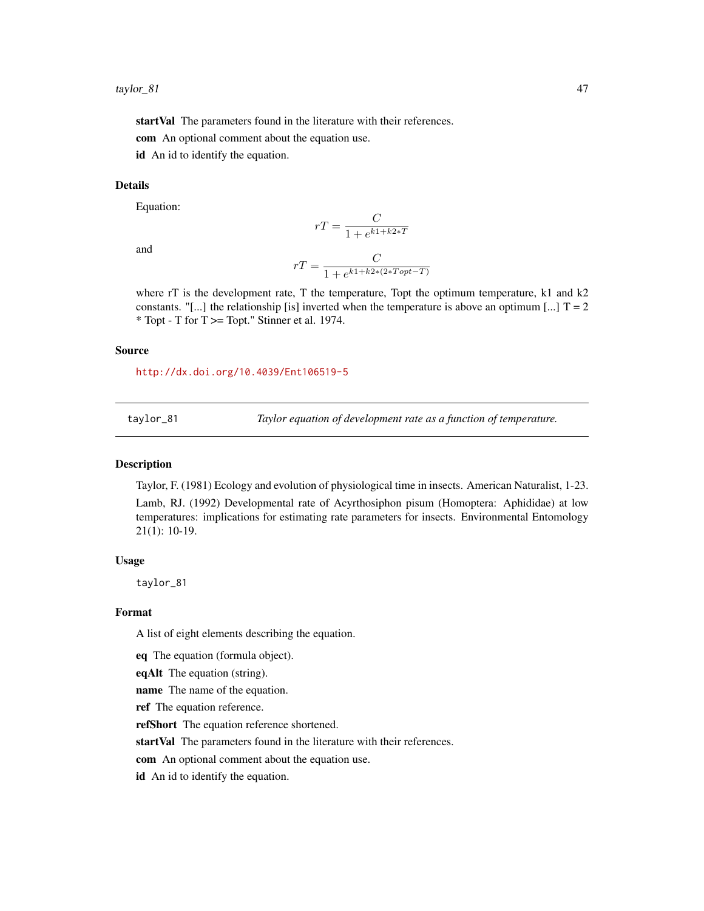**startVal** The parameters found in the literature with their references.

**com** An optional comment about the equation use.

**id** An id to identify the equation.

### Details

Equation:

$$rT = \frac{C}{1 + e^{k1 + k2 * T}}$$

and

$$rT = \frac{C}{1 + e^{k1 + k2 * (2 * Topt - T)}}$$

where rT is the development rate, T the temperature, Topt the optimum temperature, k1 and k2 constants. "[...] the relationship [is] inverted when the temperature is above an optimum [...] T = 2 * Topt - T for T >= Topt." Stinner et al. 1974.

### Source

http://dx.doi.org/10.4039/Ent106519-5

---

## taylor_81 *Taylor equation of development rate as a function of temperature.*

---

### Description

Taylor, F. (1981) Ecology and evolution of physiological time in insects. American Naturalist, 1-23.

Lamb, RJ. (1992) Developmental rate of Acyrthosiphon pisum (Homoptera: Aphididae) at low temperatures: implications for estimating rate parameters for insects. Environmental Entomology 21(1): 10-19.

### Usage

```
taylor_81
```

### Format

A list of eight elements describing the equation.

**eq** The equation (formula object).

**eqAlt** The equation (string).

**name** The name of the equation.

**ref** The equation reference.

**refShort** The equation reference shortened.

**startVal** The parameters found in the literature with their references.

**com** An optional comment about the equation use.

**id** An id to identify the equation.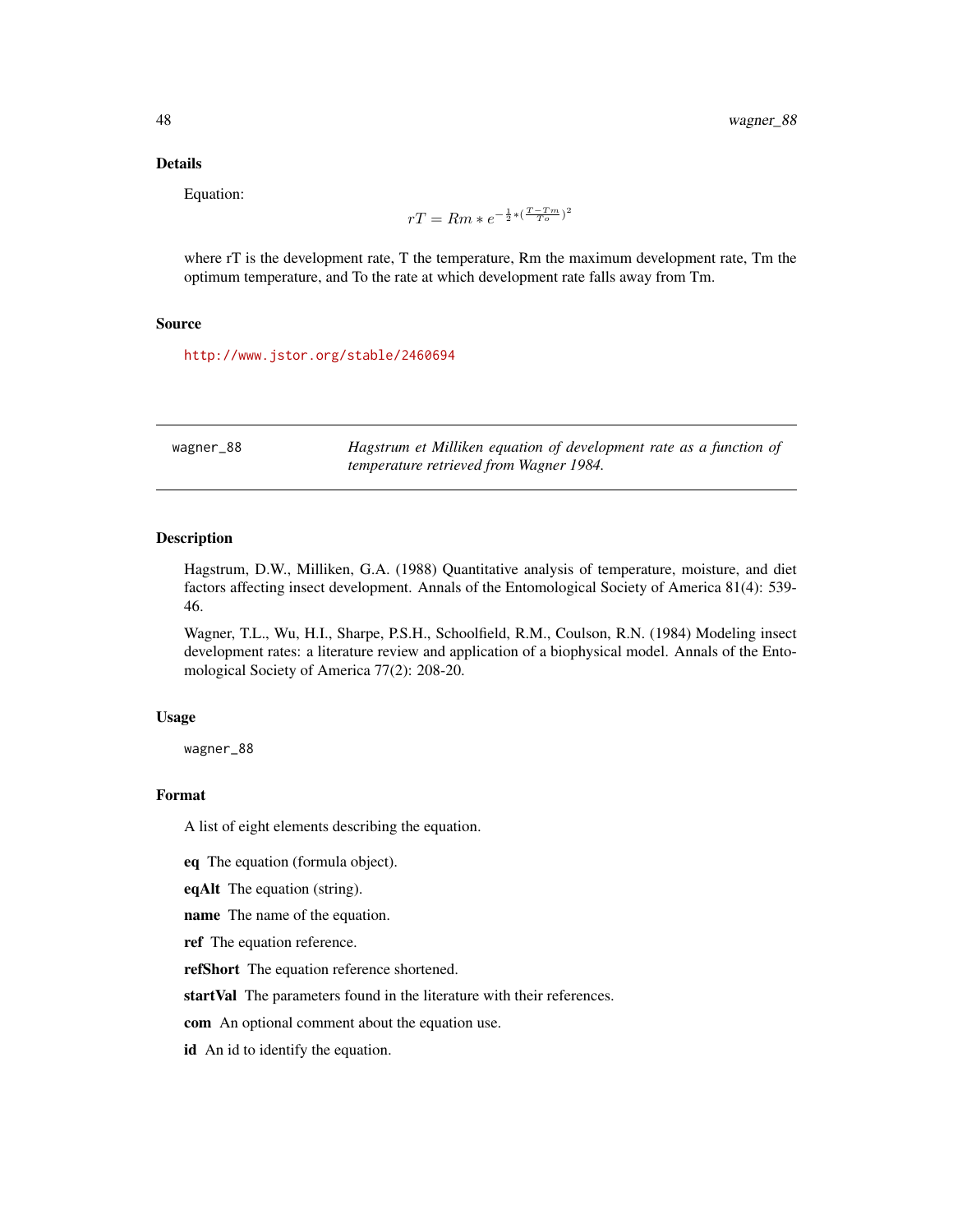## Details

Equation:

$$rT = Rm * e^{-\frac{1}{2}*(\frac{T-Tm}{To})^2}$$

where rT is the development rate, T the temperature, Rm the maximum development rate, Tm the optimum temperature, and To the rate at which development rate falls away from Tm.

## Source

http://www.jstor.org/stable/2460694

---

`wagner_88` *Hagstrum et Milliken equation of development rate as a function of temperature retrieved from Wagner 1984.*

---

## Description

Hagstrum, D.W., Milliken, G.A. (1988) Quantitative analysis of temperature, moisture, and diet factors affecting insect development. Annals of the Entomological Society of America 81(4): 539-46.

Wagner, T.L., Wu, H.I., Sharpe, P.S.H., Schoolfield, R.M., Coulson, R.N. (1984) Modeling insect development rates: a literature review and application of a biophysical model. Annals of the Entomological Society of America 77(2): 208-20.

## Usage

```
wagner_88
```

## Format

A list of eight elements describing the equation.

**eq** The equation (formula object).

**eqAlt** The equation (string).

**name** The name of the equation.

**ref** The equation reference.

**refShort** The equation reference shortened.

**startVal** The parameters found in the literature with their references.

**com** An optional comment about the equation use.

**id** An id to identify the equation.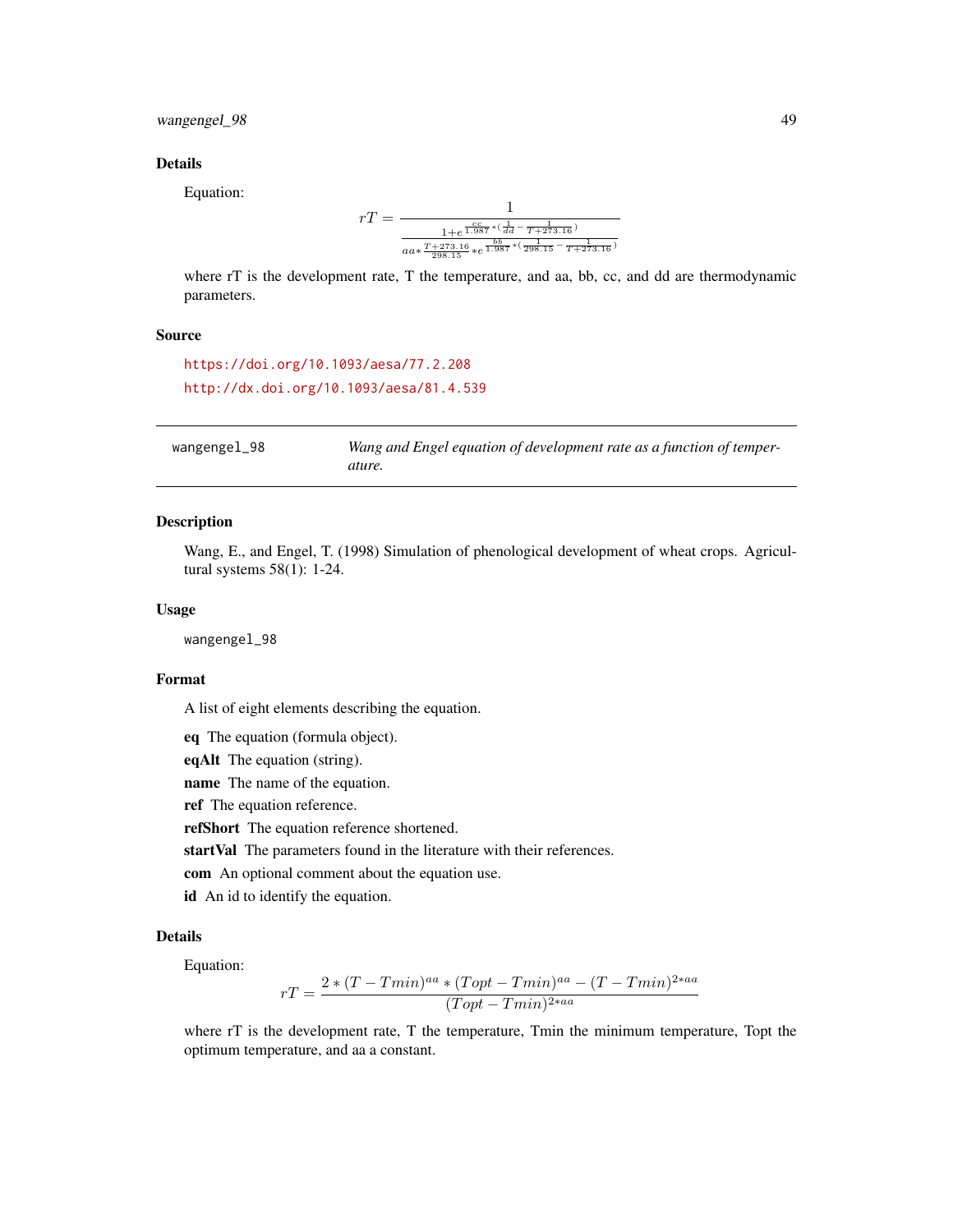### Details

Equation:

$$rT = \frac{1}{\frac{1+e^{\frac{cc}{1.987}*(\frac{1}{dd}-\frac{1}{T+273.16})}}{aa*\frac{T+273.16}{298.15}*e^{\frac{bb}{1.987}*(\frac{1}{298.15}-\frac{1}{T+273.16})}}}$$

where rT is the development rate, T the temperature, and aa, bb, cc, and dd are thermodynamic parameters.

### Source

https://doi.org/10.1093/aesa/77.2.208

http://dx.doi.org/10.1093/aesa/81.4.539

---

## wangengel_98 — *Wang and Engel equation of development rate as a function of temperature.*

### Description

Wang, E., and Engel, T. (1998) Simulation of phenological development of wheat crops. Agricultural systems 58(1): 1-24.

### Usage

```
wangengel_98
```

### Format

A list of eight elements describing the equation.

**eq** The equation (formula object).

**eqAlt** The equation (string).

**name** The name of the equation.

**ref** The equation reference.

**refShort** The equation reference shortened.

**startVal** The parameters found in the literature with their references.

**com** An optional comment about the equation use.

**id** An id to identify the equation.

### Details

Equation:

$$rT = \frac{2*(T-Tmin)^{aa}*(Topt-Tmin)^{aa}-(T-Tmin)^{2*aa}}{(Topt-Tmin)^{2*aa}}$$

where rT is the development rate, T the temperature, Tmin the minimum temperature, Topt the optimum temperature, and aa a constant.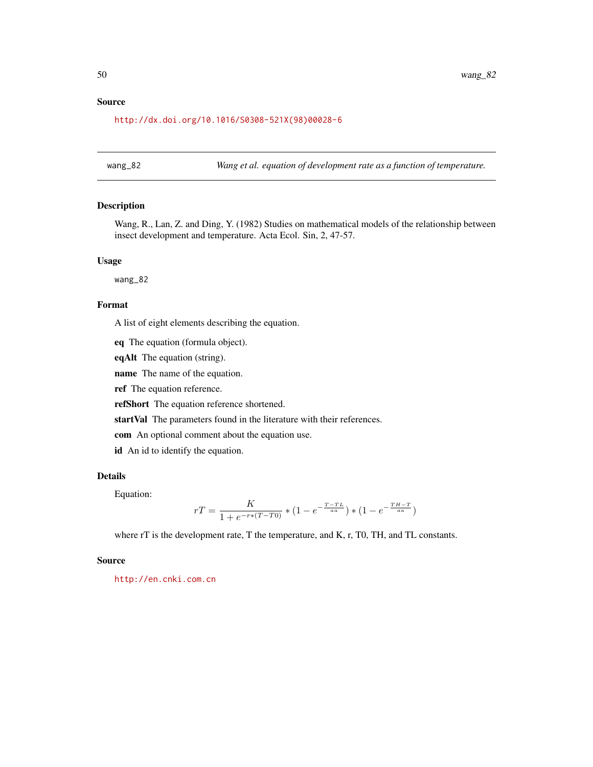## Source

http://dx.doi.org/10.1016/S0308-521X(98)00028-6

---

wang_82 *Wang et al. equation of development rate as a function of temperature.*

---

### Description

Wang, R., Lan, Z. and Ding, Y. (1982) Studies on mathematical models of the relationship between insect development and temperature. Acta Ecol. Sin, 2, 47-57.

### Usage

```
wang_82
```

### Format

A list of eight elements describing the equation.

**eq** The equation (formula object).

**eqAlt** The equation (string).

**name** The name of the equation.

**ref** The equation reference.

**refShort** The equation reference shortened.

**startVal** The parameters found in the literature with their references.

**com** An optional comment about the equation use.

**id** An id to identify the equation.

### Details

Equation:

$$rT = \frac{K}{1 + e^{-r*(T-T0)}} * (1 - e^{-\frac{T-TL}{aa}}) * (1 - e^{-\frac{TH-T}{aa}})$$

where rT is the development rate, T the temperature, and K, r, T0, TH, and TL constants.

### Source

http://en.cnki.com.cn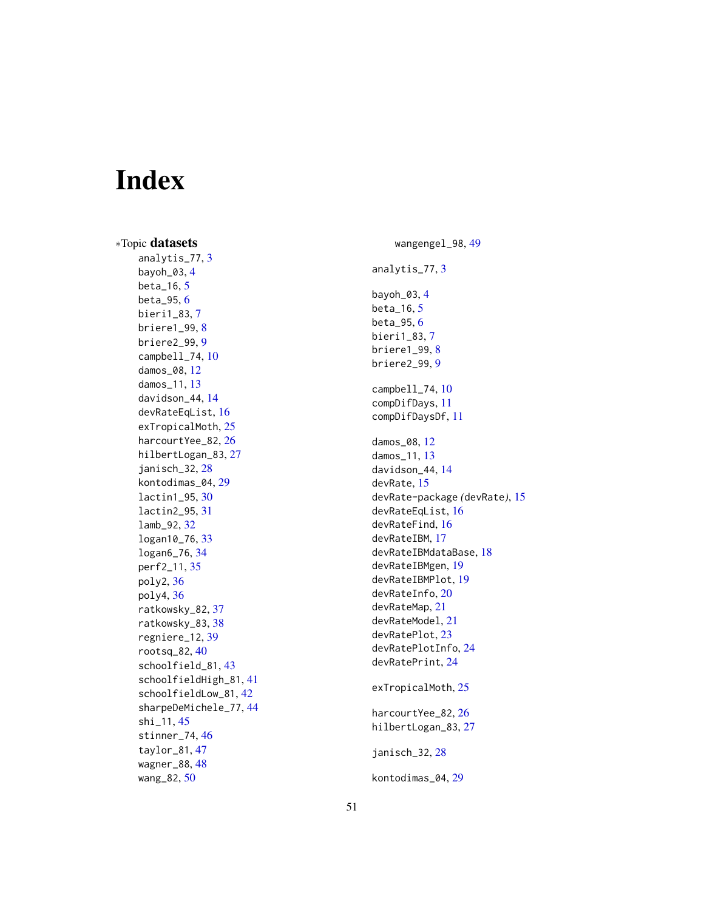# Index

∗Topic **datasets**

analytis_77, 3
bayoh_03, 4
beta_16, 5
beta_95, 6
bieri1_83, 7
briere1_99, 8
briere2_99, 9
campbell_74, 10
damos_08, 12
damos_11, 13
davidson_44, 14
devRateEqList, 16
exTropicalMoth, 25
harcourtYee_82, 26
hilbertLogan_83, 27
janisch_32, 28
kontodimas_04, 29
lactin1_95, 30
lactin2_95, 31
lamb_92, 32
logan10_76, 33
logan6_76, 34
perf2_11, 35
poly2, 36
poly4, 36
ratkowsky_82, 37
ratkowsky_83, 38
regniere_12, 39
rootsq_82, 40
schoolfield_81, 43
schoolfieldHigh_81, 41
schoolfieldLow_81, 42
sharpeDeMichele_77, 44
shi_11, 45
stinner_74, 46
taylor_81, 47
wagner_88, 48
wang_82, 50
wangengel_98, 49

analytis_77, 3

bayoh_03, 4
beta_16, 5
beta_95, 6
bieri1_83, 7
briere1_99, 8
briere2_99, 9

campbell_74, 10
compDifDays, 11
compDifDaysDf, 11

damos_08, 12
damos_11, 13
davidson_44, 14
devRate, 15
devRate-package *(devRate)*, 15
devRateEqList, 16
devRateFind, 16
devRateIBM, 17
devRateIBMdataBase, 18
devRateIBMgen, 19
devRateIBMPlot, 19
devRateInfo, 20
devRateMap, 21
devRateModel, 21
devRatePlot, 23
devRatePlotInfo, 24
devRatePrint, 24

exTropicalMoth, 25

harcourtYee_82, 26
hilbertLogan_83, 27

janisch_32, 28

kontodimas_04, 29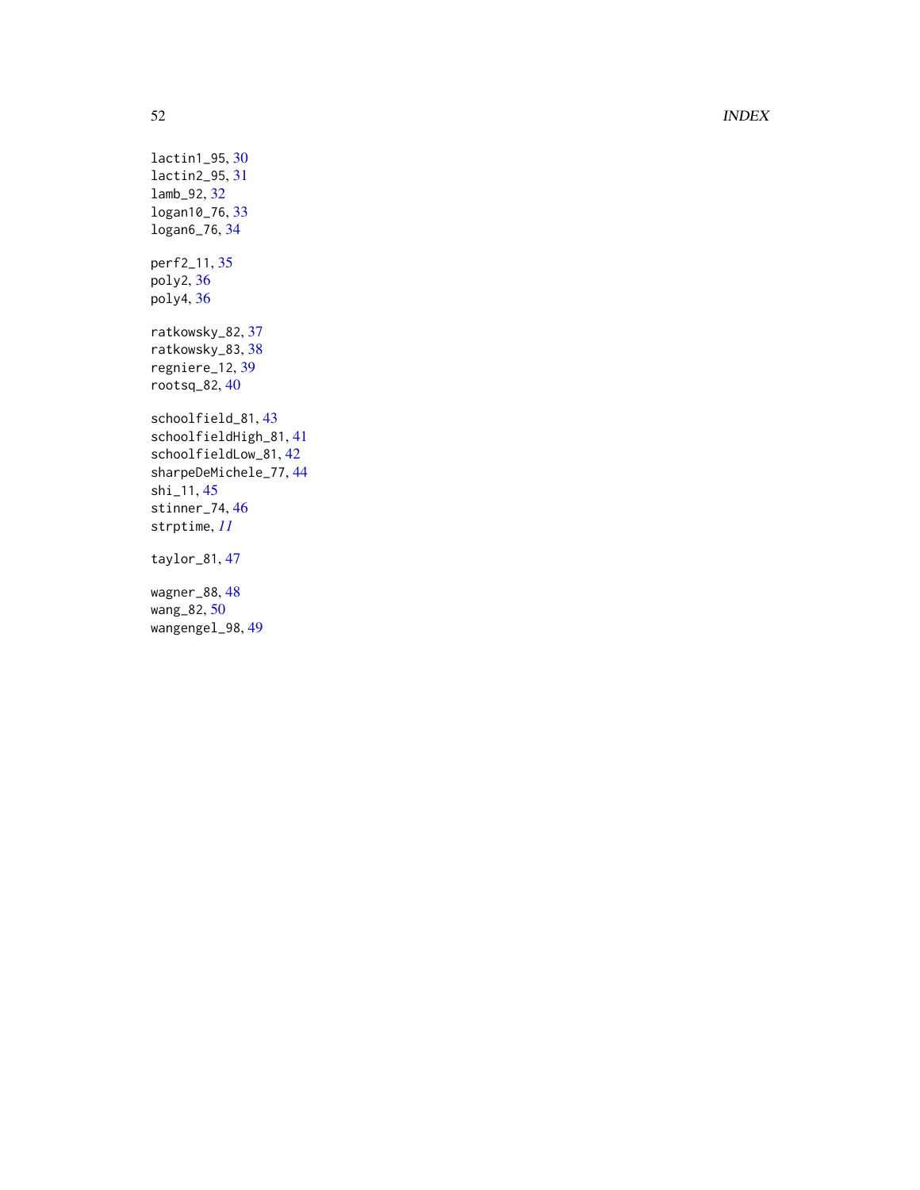lactin1_95, 30
lactin2_95, 31
lamb_92, 32
logan10_76, 33
logan6_76, 34

perf2_11, 35
poly2, 36
poly4, 36

ratkowsky_82, 37
ratkowsky_83, 38
regniere_12, 39
rootsq_82, 40

schoolfield_81, 43
schoolfieldHigh_81, 41
schoolfieldLow_81, 42
sharpeDeMichele_77, 44
shi_11, 45
stinner_74, 46
strptime, *11*

taylor_81, 47

wagner_88, 48
wang_82, 50
wangengel_98, 49